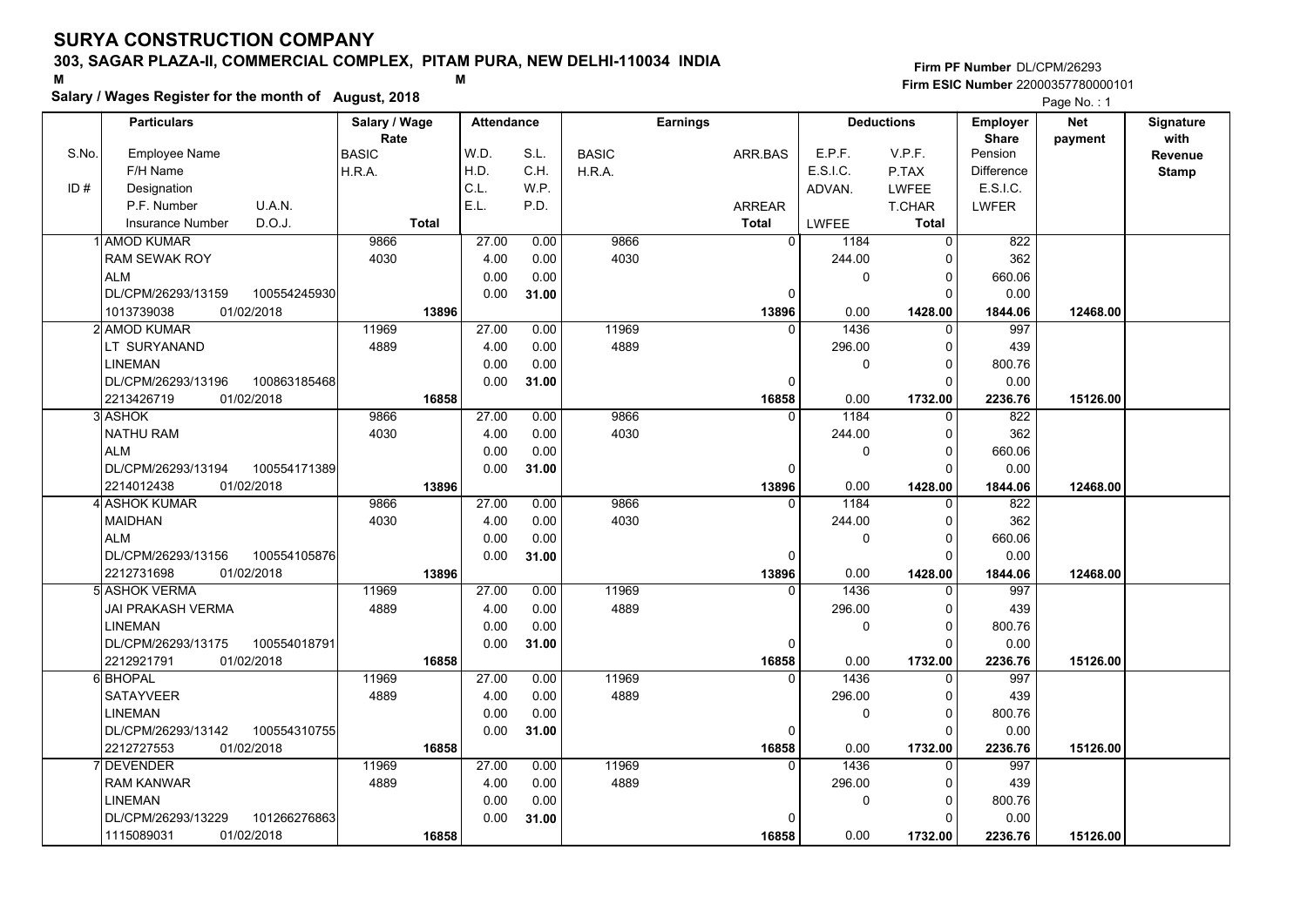# SURYA CONSTRUCTION COMPANY

## 303, SAGAR PLAZA-II, COMMERCIAL COMPLEX, PITAM PURA, NEW DELHI-110034 INDIA

M M

**Salary / Wages Register for the month of August, 2018**

Firm PF Number DL/CPM/26293
Firm ESIC Number 22000357780000101

| S.No. / ID # | Particulars: Employee Name / F/H Name / Designation / P.F. Number, U.A.N. / Insurance Number, D.O.J. | Salary / Wage Rate: BASIC / H.R.A. / Total | Attendance: W.D. / H.D. / C.L. / E.L. | Attendance: S.L. / C.H. / W.P. / P.D. | Earnings: BASIC / H.R.A. | Earnings: ARR.BAS / ARREAR / Total | Deductions: E.P.F. / E.S.I.C. / ADVAN. / LWFEE | Deductions: V.P.F. / P.TAX / LWFEE / T.CHAR / Total | Employer Share: Pension / Difference / E.S.I.C. / LWFER | Net payment | Signature with Revenue Stamp |
|---|---|---|---|---|---|---|---|---|---|---|---|
| 1 | AMOD KUMAR<br>RAM SEWAK ROY<br>ALM<br>DL/CPM/26293/13159 100554245930<br>1013739038 01/02/2018 | 9866<br>4030<br>**13896** | 27.00<br>4.00<br>0.00<br>0.00 | 0.00<br>0.00<br>0.00<br>**31.00** | 9866<br>4030 | 0<br>0<br>**13896** | 1184<br>244.00<br>0<br>0.00 | 0<br>0<br>0<br>0<br>**1428.00** | 822<br>362<br>660.06<br>0.00<br>**1844.06** | **12468.00** | |
| 2 | AMOD KUMAR<br>LT SURYANAND<br>LINEMAN<br>DL/CPM/26293/13196 100863185468<br>2213426719 01/02/2018 | 11969<br>4889<br>**16858** | 27.00<br>4.00<br>0.00<br>0.00 | 0.00<br>0.00<br>0.00<br>**31.00** | 11969<br>4889 | 0<br>0<br>**16858** | 1436<br>296.00<br>0<br>0.00 | 0<br>0<br>0<br>0<br>**1732.00** | 997<br>439<br>800.76<br>0.00<br>**2236.76** | **15126.00** | |
| 3 | ASHOK<br>NATHU RAM<br>ALM<br>DL/CPM/26293/13194 100554171389<br>2214012438 01/02/2018 | 9866<br>4030<br>**13896** | 27.00<br>4.00<br>0.00<br>0.00 | 0.00<br>0.00<br>0.00<br>**31.00** | 9866<br>4030 | 0<br>0<br>**13896** | 1184<br>244.00<br>0<br>0.00 | 0<br>0<br>0<br>0<br>**1428.00** | 822<br>362<br>660.06<br>0.00<br>**1844.06** | **12468.00** | |
| 4 | ASHOK KUMAR<br>MAIDHAN<br>ALM<br>DL/CPM/26293/13156 100554105876<br>2212731698 01/02/2018 | 9866<br>4030<br>**13896** | 27.00<br>4.00<br>0.00<br>0.00 | 0.00<br>0.00<br>0.00<br>**31.00** | 9866<br>4030 | 0<br>0<br>**13896** | 1184<br>244.00<br>0<br>0.00 | 0<br>0<br>0<br>0<br>**1428.00** | 822<br>362<br>660.06<br>0.00<br>**1844.06** | **12468.00** | |
| 5 | ASHOK VERMA<br>JAI PRAKASH VERMA<br>LINEMAN<br>DL/CPM/26293/13175 100554018791<br>2212921791 01/02/2018 | 11969<br>4889<br>**16858** | 27.00<br>4.00<br>0.00<br>0.00 | 0.00<br>0.00<br>0.00<br>**31.00** | 11969<br>4889 | 0<br>0<br>**16858** | 1436<br>296.00<br>0<br>0.00 | 0<br>0<br>0<br>0<br>**1732.00** | 997<br>439<br>800.76<br>0.00<br>**2236.76** | **15126.00** | |
| 6 | BHOPAL<br>SATAYVEER<br>LINEMAN<br>DL/CPM/26293/13142 100554310755<br>2212727553 01/02/2018 | 11969<br>4889<br>**16858** | 27.00<br>4.00<br>0.00<br>0.00 | 0.00<br>0.00<br>0.00<br>**31.00** | 11969<br>4889 | 0<br>0<br>**16858** | 1436<br>296.00<br>0<br>0.00 | 0<br>0<br>0<br>0<br>**1732.00** | 997<br>439<br>800.76<br>0.00<br>**2236.76** | **15126.00** | |
| 7 | DEVENDER<br>RAM KANWAR<br>LINEMAN<br>DL/CPM/26293/13229 101266276863<br>1115089031 01/02/2018 | 11969<br>4889<br>**16858** | 27.00<br>4.00<br>0.00<br>0.00 | 0.00<br>0.00<br>0.00<br>**31.00** | 11969<br>4889 | 0<br>0<br>**16858** | 1436<br>296.00<br>0<br>0.00 | 0<br>0<br>0<br>0<br>**1732.00** | 997<br>439<br>800.76<br>0.00<br>**2236.76** | **15126.00** | |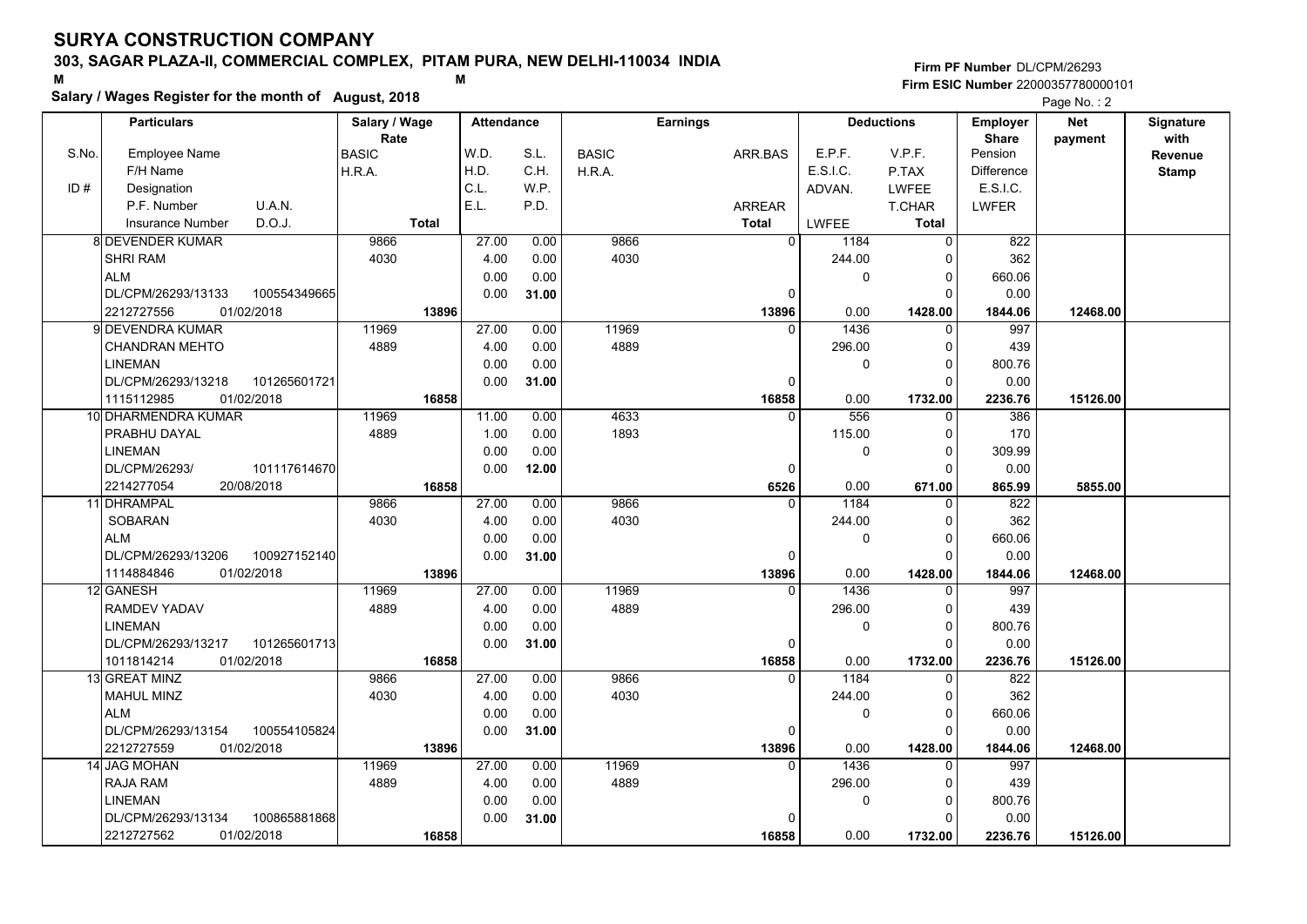# SURYA CONSTRUCTION COMPANY

**303, SAGAR PLAZA-II, COMMERCIAL COMPLEX, PITAM PURA, NEW DELHI-110034 INDIA**

M M

**Salary / Wages Register for the month of August, 2018**

**Firm PF Number** DL/CPM/26293
**Firm ESIC Number** 22000357780000101

Page No. : 2

| S.No. / ID # | Particulars: Employee Name / F/H Name / Designation / P.F. Number, U.A.N. / Insurance Number, D.O.J. | Salary / Wage Rate: BASIC / H.R.A. / Total | Attendance: W.D. / H.D. / C.L. / E.L. | Attendance: S.L. / C.H. / W.P. / P.D. | Earnings: BASIC / H.R.A. | Earnings: ARR.BAS / ARREAR / Total | Deductions: E.P.F. / E.S.I.C. / ADVAN. / LWFEE | Deductions: V.P.F. / P.TAX / LWFEE / T.CHAR / Total | Employer Share: Pension / Difference / E.S.I.C. / LWFER | Net payment | Signature with Revenue Stamp |
|---|---|---|---|---|---|---|---|---|---|---|---|
| 8 | DEVENDER KUMAR<br>SHRI RAM<br>ALM<br>DL/CPM/26293/13133 100554349665<br>2212727556 01/02/2018 | 9866<br>4030<br>**13896** | 27.00<br>4.00<br>0.00<br>0.00 | 0.00<br>0.00<br>0.00<br>**31.00** | 9866<br>4030 | 0<br>0<br>**13896** | 1184<br>244.00<br>0<br>0.00 | 0<br>0<br>0<br>0<br>**1428.00** | 822<br>362<br>660.06<br>0.00<br>**1844.06** | **12468.00** | |
| 9 | DEVENDRA KUMAR<br>CHANDRAN MEHTO<br>LINEMAN<br>DL/CPM/26293/13218 101265601721<br>1115112985 01/02/2018 | 11969<br>4889<br>**16858** | 27.00<br>4.00<br>0.00<br>0.00 | 0.00<br>0.00<br>0.00<br>**31.00** | 11969<br>4889 | 0<br>0<br>**16858** | 1436<br>296.00<br>0<br>0.00 | 0<br>0<br>0<br>0<br>**1732.00** | 997<br>439<br>800.76<br>0.00<br>**2236.76** | **15126.00** | |
| 10 | DHARMENDRA KUMAR<br>PRABHU DAYAL<br>LINEMAN<br>DL/CPM/26293/ 101117614670<br>2214277054 20/08/2018 | 11969<br>4889<br>**16858** | 11.00<br>1.00<br>0.00<br>0.00 | 0.00<br>0.00<br>0.00<br>**12.00** | 4633<br>1893 | 0<br>0<br>**6526** | 556<br>115.00<br>0<br>0.00 | 0<br>0<br>0<br>0<br>**671.00** | 386<br>170<br>309.99<br>0.00<br>**865.99** | **5855.00** | |
| 11 | DHRAMPAL<br>SOBARAN<br>ALM<br>DL/CPM/26293/13206 100927152140<br>1114884846 01/02/2018 | 9866<br>4030<br>**13896** | 27.00<br>4.00<br>0.00<br>0.00 | 0.00<br>0.00<br>0.00<br>**31.00** | 9866<br>4030 | 0<br>0<br>**13896** | 1184<br>244.00<br>0<br>0.00 | 0<br>0<br>0<br>0<br>**1428.00** | 822<br>362<br>660.06<br>0.00<br>**1844.06** | **12468.00** | |
| 12 | GANESH<br>RAMDEV YADAV<br>LINEMAN<br>DL/CPM/26293/13217 101265601713<br>1011814214 01/02/2018 | 11969<br>4889<br>**16858** | 27.00<br>4.00<br>0.00<br>0.00 | 0.00<br>0.00<br>0.00<br>**31.00** | 11969<br>4889 | 0<br>0<br>**16858** | 1436<br>296.00<br>0<br>0.00 | 0<br>0<br>0<br>0<br>**1732.00** | 997<br>439<br>800.76<br>0.00<br>**2236.76** | **15126.00** | |
| 13 | GREAT MINZ<br>MAHUL MINZ<br>ALM<br>DL/CPM/26293/13154 100554105824<br>2212727559 01/02/2018 | 9866<br>4030<br>**13896** | 27.00<br>4.00<br>0.00<br>0.00 | 0.00<br>0.00<br>0.00<br>**31.00** | 9866<br>4030 | 0<br>0<br>**13896** | 1184<br>244.00<br>0<br>0.00 | 0<br>0<br>0<br>0<br>**1428.00** | 822<br>362<br>660.06<br>0.00<br>**1844.06** | **12468.00** | |
| 14 | JAG MOHAN<br>RAJA RAM<br>LINEMAN<br>DL/CPM/26293/13134 100865881868<br>2212727562 01/02/2018 | 11969<br>4889<br>**16858** | 27.00<br>4.00<br>0.00<br>0.00 | 0.00<br>0.00<br>0.00<br>**31.00** | 11969<br>4889 | 0<br>0<br>**16858** | 1436<br>296.00<br>0<br>0.00 | 0<br>0<br>0<br>0<br>**1732.00** | 997<br>439<br>800.76<br>0.00<br>**2236.76** | **15126.00** | |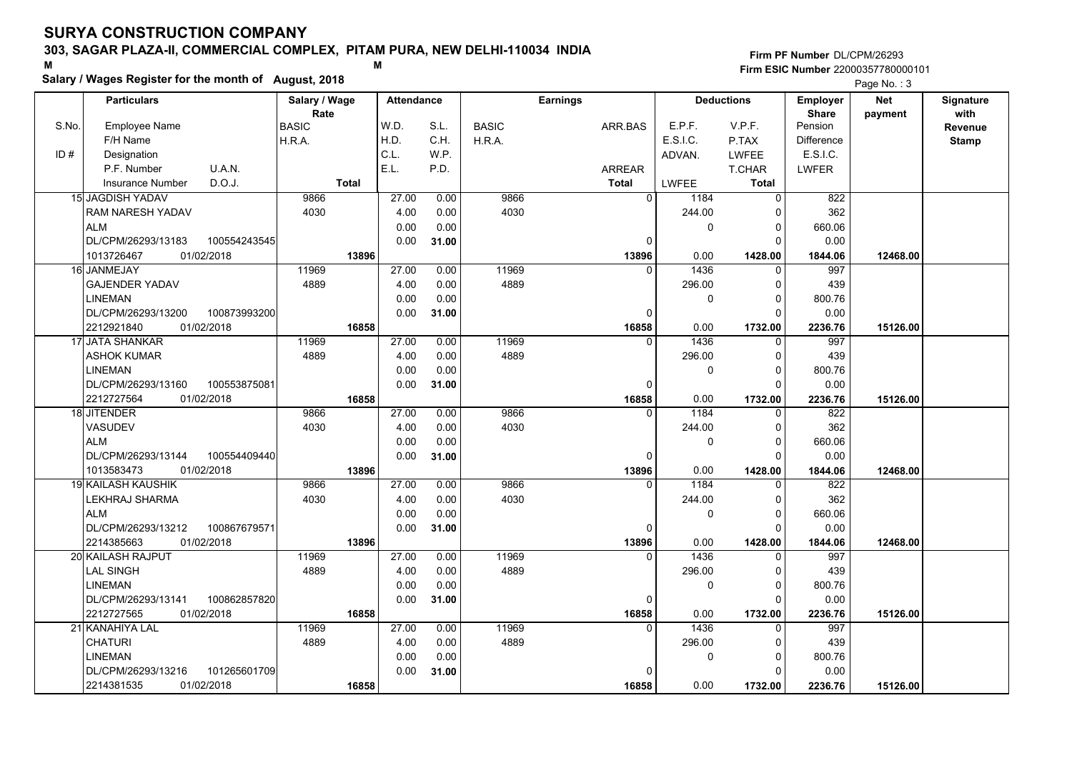# SURYA CONSTRUCTION COMPANY

## 303, SAGAR PLAZA-II, COMMERCIAL COMPLEX, PITAM PURA, NEW DELHI-110034 INDIA

**Salary / Wages Register for the month of August, 2018**

Firm PF Number DL/CPM/26293
Firm ESIC Number 22000357780000101

| S.No. / ID # | Employee Name / F/H Name / Designation / P.F. Number, U.A.N. / Insurance Number, D.O.J. | Salary / Wage Rate (BASIC / H.R.A. / Total) | Attendance (W.D., S.L. / H.D., C.H. / C.L., W.P. / E.L., P.D.) | Earnings (BASIC, ARR.BAS / H.R.A. / ARREAR / Total) | Deductions (E.P.F., V.P.F. / E.S.I.C., P.TAX / ADVAN., LWFEE / T.CHAR / LWFEE, Total) | Employer Share (Pension / Difference / E.S.I.C. / LWFER) | Net payment | Signature with Revenue Stamp |
|---|---|---|---|---|---|---|---|---|
| 15 | JAGDISH YADAV / RAM NARESH YADAV / ALM / DL/CPM/26293/13183, 100554243545 / 1013726467, 01/02/2018 | 9866 / 4030 / 13896 | 27.00, 0.00 / 4.00, 0.00 / 0.00, 0.00 / 0.00, 31.00 | 9866, 0 / 4030 / 0 / 13896 | 1184, 0 / 244.00, 0 / 0, 0 / 0 / 0.00, 1428.00 | 822 / 362 / 660.06 / 0.00 / 1844.06 | 12468.00 | |
| 16 | JANMEJAY / GAJENDER YADAV / LINEMAN / DL/CPM/26293/13200, 100873993200 / 2212921840, 01/02/2018 | 11969 / 4889 / 16858 | 27.00, 0.00 / 4.00, 0.00 / 0.00, 0.00 / 0.00, 31.00 | 11969, 0 / 4889 / 0 / 16858 | 1436, 0 / 296.00, 0 / 0, 0 / 0 / 0.00, 1732.00 | 997 / 439 / 800.76 / 0.00 / 2236.76 | 15126.00 | |
| 17 | JATA SHANKAR / ASHOK KUMAR / LINEMAN / DL/CPM/26293/13160, 100553875081 / 2212727564, 01/02/2018 | 11969 / 4889 / 16858 | 27.00, 0.00 / 4.00, 0.00 / 0.00, 0.00 / 0.00, 31.00 | 11969, 0 / 4889 / 0 / 16858 | 1436, 0 / 296.00, 0 / 0, 0 / 0 / 0.00, 1732.00 | 997 / 439 / 800.76 / 0.00 / 2236.76 | 15126.00 | |
| 18 | JITENDER / VASUDEV / ALM / DL/CPM/26293/13144, 100554409440 / 1013583473, 01/02/2018 | 9866 / 4030 / 13896 | 27.00, 0.00 / 4.00, 0.00 / 0.00, 0.00 / 0.00, 31.00 | 9866, 0 / 4030 / 0 / 13896 | 1184, 0 / 244.00, 0 / 0, 0 / 0 / 0.00, 1428.00 | 822 / 362 / 660.06 / 0.00 / 1844.06 | 12468.00 | |
| 19 | KAILASH KAUSHIK / LEKHRAJ SHARMA / ALM / DL/CPM/26293/13212, 100867679571 / 2214385663, 01/02/2018 | 9866 / 4030 / 13896 | 27.00, 0.00 / 4.00, 0.00 / 0.00, 0.00 / 0.00, 31.00 | 9866, 0 / 4030 / 0 / 13896 | 1184, 0 / 244.00, 0 / 0, 0 / 0 / 0.00, 1428.00 | 822 / 362 / 660.06 / 0.00 / 1844.06 | 12468.00 | |
| 20 | KAILASH RAJPUT / LAL SINGH / LINEMAN / DL/CPM/26293/13141, 100862857820 / 2212727565, 01/02/2018 | 11969 / 4889 / 16858 | 27.00, 0.00 / 4.00, 0.00 / 0.00, 0.00 / 0.00, 31.00 | 11969, 0 / 4889 / 0 / 16858 | 1436, 0 / 296.00, 0 / 0, 0 / 0 / 0.00, 1732.00 | 997 / 439 / 800.76 / 0.00 / 2236.76 | 15126.00 | |
| 21 | KANAHIYA LAL / CHATURI / LINEMAN / DL/CPM/26293/13216, 101265601709 / 2214381535, 01/02/2018 | 11969 / 4889 / 16858 | 27.00, 0.00 / 4.00, 0.00 / 0.00, 0.00 / 0.00, 31.00 | 11969, 0 / 4889 / 0 / 16858 | 1436, 0 / 296.00, 0 / 0, 0 / 0 / 0.00, 1732.00 | 997 / 439 / 800.76 / 0.00 / 2236.76 | 15126.00 | |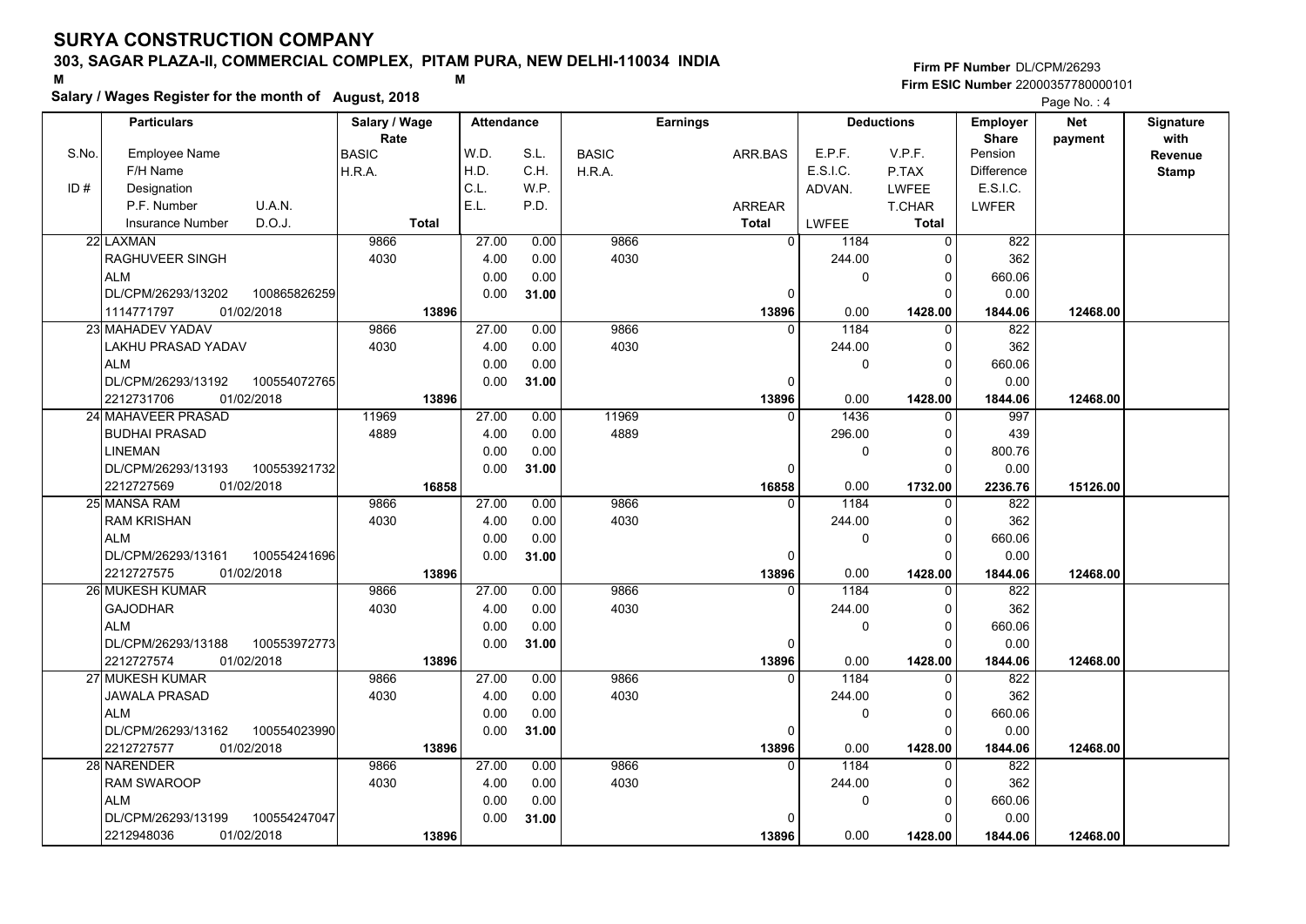# SURYA CONSTRUCTION COMPANY

## 303, SAGAR PLAZA-II, COMMERCIAL COMPLEX, PITAM PURA, NEW DELHI-110034 INDIA

M M

**Salary / Wages Register for the month of August, 2018**

**Firm PF Number** DL/CPM/26293
**Firm ESIC Number** 22000357780000101

| S.No. | Particulars: Employee Name / F/H Name / ID # Designation / P.F. Number, U.A.N. / Insurance Number, D.O.J. | Salary / Wage Rate: BASIC / H.R.A. / Total | Attendance: W.D. / H.D. / C.L. / E.L. | Attendance: S.L. / C.H. / W.P. / P.D. | Earnings: BASIC / H.R.A. | Earnings: ARR.BAS / ARREAR / Total | Deductions: E.P.F. / E.S.I.C. / ADVAN. / LWFEE | Deductions: V.P.F. / P.TAX / LWFEE / T.CHAR / Total | Employer Share: Pension / Difference / E.S.I.C. / LWFER | Net payment | Signature with Revenue Stamp |
|---|---|---|---|---|---|---|---|---|---|---|---|
| 22 | LAXMAN / RAGHUVEER SINGH / ALM / DL/CPM/26293/13202, 100865826259 / 1114771797, 01/02/2018 | 9866 / 4030 / 13896 | 27.00 / 4.00 / 0.00 / 0.00 | 0.00 / 0.00 / 0.00 / 31.00 | 9866 / 4030 | 0 / 0 / 13896 | 1184 / 244.00 / 0 / 0.00 | 0 / 0 / 0 / 0 / 1428.00 | 822 / 362 / 660.06 / 0.00 / 1844.06 | 12468.00 | |
| 23 | MAHADEV YADAV / LAKHU PRASAD YADAV / ALM / DL/CPM/26293/13192, 100554072765 / 2212731706, 01/02/2018 | 9866 / 4030 / 13896 | 27.00 / 4.00 / 0.00 / 0.00 | 0.00 / 0.00 / 0.00 / 31.00 | 9866 / 4030 | 0 / 0 / 13896 | 1184 / 244.00 / 0 / 0.00 | 0 / 0 / 0 / 0 / 1428.00 | 822 / 362 / 660.06 / 0.00 / 1844.06 | 12468.00 | |
| 24 | MAHAVEER PRASAD / BUDHAI PRASAD / LINEMAN / DL/CPM/26293/13193, 100553921732 / 2212727569, 01/02/2018 | 11969 / 4889 / 16858 | 27.00 / 4.00 / 0.00 / 0.00 | 0.00 / 0.00 / 0.00 / 31.00 | 11969 / 4889 | 0 / 0 / 16858 | 1436 / 296.00 / 0 / 0.00 | 0 / 0 / 0 / 0 / 1732.00 | 997 / 439 / 800.76 / 0.00 / 2236.76 | 15126.00 | |
| 25 | MANSA RAM / RAM KRISHAN / ALM / DL/CPM/26293/13161, 100554241696 / 2212727575, 01/02/2018 | 9866 / 4030 / 13896 | 27.00 / 4.00 / 0.00 / 0.00 | 0.00 / 0.00 / 0.00 / 31.00 | 9866 / 4030 | 0 / 0 / 13896 | 1184 / 244.00 / 0 / 0.00 | 0 / 0 / 0 / 0 / 1428.00 | 822 / 362 / 660.06 / 0.00 / 1844.06 | 12468.00 | |
| 26 | MUKESH KUMAR / GAJODHAR / ALM / DL/CPM/26293/13188, 100553972773 / 2212727574, 01/02/2018 | 9866 / 4030 / 13896 | 27.00 / 4.00 / 0.00 / 0.00 | 0.00 / 0.00 / 0.00 / 31.00 | 9866 / 4030 | 0 / 0 / 13896 | 1184 / 244.00 / 0 / 0.00 | 0 / 0 / 0 / 0 / 1428.00 | 822 / 362 / 660.06 / 0.00 / 1844.06 | 12468.00 | |
| 27 | MUKESH KUMAR / JAWALA PRASAD / ALM / DL/CPM/26293/13162, 100554023990 / 2212727577, 01/02/2018 | 9866 / 4030 / 13896 | 27.00 / 4.00 / 0.00 / 0.00 | 0.00 / 0.00 / 0.00 / 31.00 | 9866 / 4030 | 0 / 0 / 13896 | 1184 / 244.00 / 0 / 0.00 | 0 / 0 / 0 / 0 / 1428.00 | 822 / 362 / 660.06 / 0.00 / 1844.06 | 12468.00 | |
| 28 | NARENDER / RAM SWAROOP / ALM / DL/CPM/26293/13199, 100554247047 / 2212948036, 01/02/2018 | 9866 / 4030 / 13896 | 27.00 / 4.00 / 0.00 / 0.00 | 0.00 / 0.00 / 0.00 / 31.00 | 9866 / 4030 | 0 / 0 / 13896 | 1184 / 244.00 / 0 / 0.00 | 0 / 0 / 0 / 0 / 1428.00 | 822 / 362 / 660.06 / 0.00 / 1844.06 | 12468.00 | |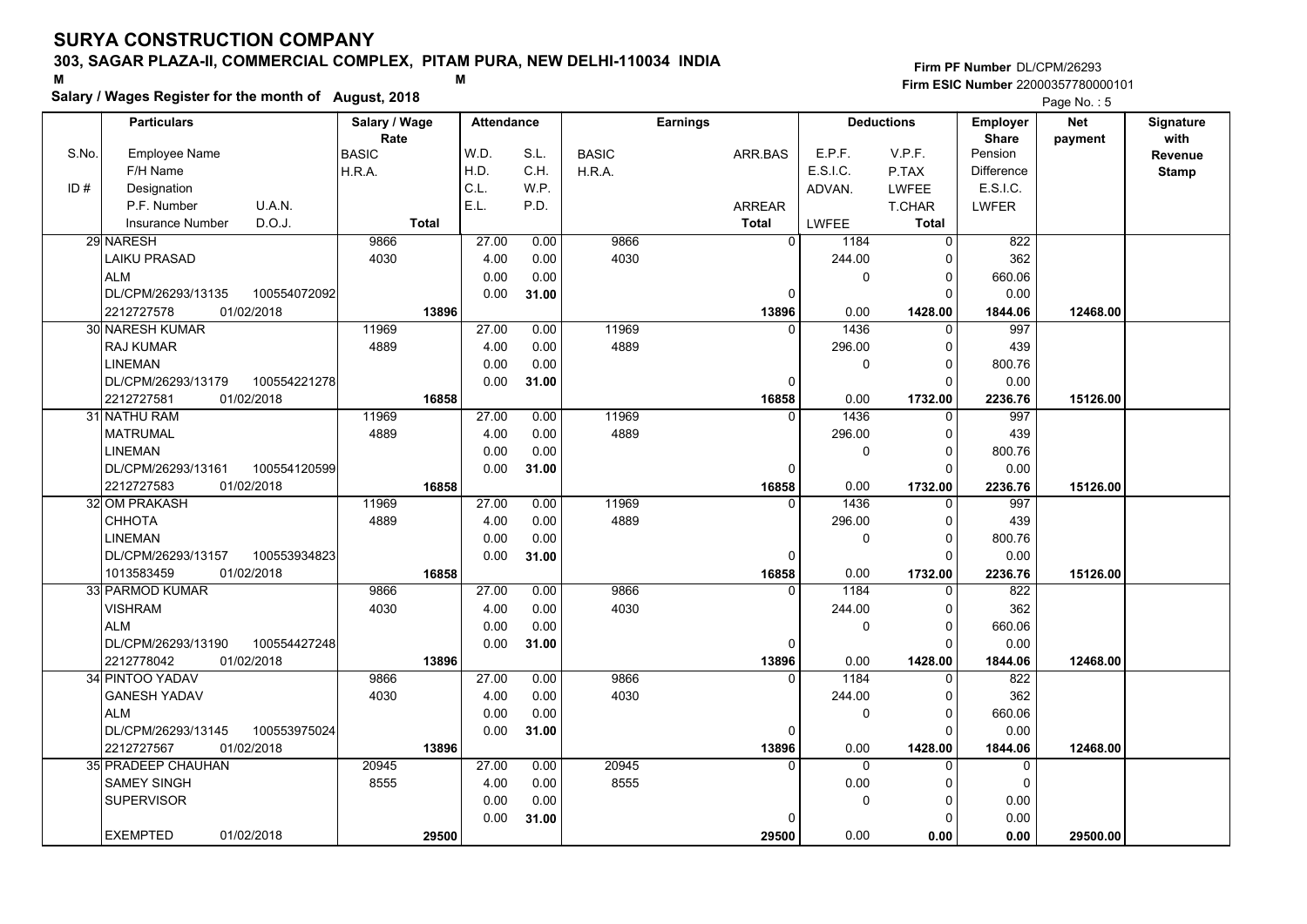# SURYA CONSTRUCTION COMPANY

**303, SAGAR PLAZA-II, COMMERCIAL COMPLEX, PITAM PURA, NEW DELHI-110034 INDIA**

M M

**Salary / Wages Register for the month of August, 2018**

**Firm PF Number** DL/CPM/26293
**Firm ESIC Number** 22000357780000101

| S.No. | Particulars: Employee Name / F/H Name / ID# Designation / P.F. Number, U.A.N. / Insurance Number, D.O.J. | Salary / Wage Rate: BASIC / H.R.A. / Total | Attendance: W.D. / H.D. / C.L. / E.L. | S.L. / C.H. / W.P. / P.D. | Earnings: BASIC / H.R.A. | ARR.BAS / ARREAR / Total | Deductions: E.P.F. / E.S.I.C. / ADVAN. / LWFEE | V.P.F. / P.TAX / LWFEE / T.CHAR / Total | Employer Share: Pension / Difference / E.S.I.C. / LWFER | Net payment | Signature with Revenue Stamp |
|---|---|---|---|---|---|---|---|---|---|---|---|
| 29 | NARESH / LAIKU PRASAD / ALM / DL/CPM/26293/13135, 100554072092 / 2212727578, 01/02/2018 | 9866 / 4030 / 13896 | 27.00 / 4.00 / 0.00 / 0.00 | 0.00 / 0.00 / 0.00 / 31.00 | 9866 / 4030 | 0 / 0 / 13896 | 1184 / 244.00 / 0 / 0.00 | 0 / 0 / 0 / 0 / 1428.00 | 822 / 362 / 660.06 / 0.00 / 1844.06 | 12468.00 | |
| 30 | NARESH KUMAR / RAJ KUMAR / LINEMAN / DL/CPM/26293/13179, 100554221278 / 2212727581, 01/02/2018 | 11969 / 4889 / 16858 | 27.00 / 4.00 / 0.00 / 0.00 | 0.00 / 0.00 / 0.00 / 31.00 | 11969 / 4889 | 0 / 0 / 16858 | 1436 / 296.00 / 0 / 0.00 | 0 / 0 / 0 / 0 / 1732.00 | 997 / 439 / 800.76 / 0.00 / 2236.76 | 15126.00 | |
| 31 | NATHU RAM / MATRUMAL / LINEMAN / DL/CPM/26293/13161, 100554120599 / 2212727583, 01/02/2018 | 11969 / 4889 / 16858 | 27.00 / 4.00 / 0.00 / 0.00 | 0.00 / 0.00 / 0.00 / 31.00 | 11969 / 4889 | 0 / 0 / 16858 | 1436 / 296.00 / 0 / 0.00 | 0 / 0 / 0 / 0 / 1732.00 | 997 / 439 / 800.76 / 0.00 / 2236.76 | 15126.00 | |
| 32 | OM PRAKASH / CHHOTA / LINEMAN / DL/CPM/26293/13157, 100553934823 / 1013583459, 01/02/2018 | 11969 / 4889 / 16858 | 27.00 / 4.00 / 0.00 / 0.00 | 0.00 / 0.00 / 0.00 / 31.00 | 11969 / 4889 | 0 / 0 / 16858 | 1436 / 296.00 / 0 / 0.00 | 0 / 0 / 0 / 0 / 1732.00 | 997 / 439 / 800.76 / 0.00 / 2236.76 | 15126.00 | |
| 33 | PARMOD KUMAR / VISHRAM / ALM / DL/CPM/26293/13190, 100554427248 / 2212778042, 01/02/2018 | 9866 / 4030 / 13896 | 27.00 / 4.00 / 0.00 / 0.00 | 0.00 / 0.00 / 0.00 / 31.00 | 9866 / 4030 | 0 / 0 / 13896 | 1184 / 244.00 / 0 / 0.00 | 0 / 0 / 0 / 0 / 1428.00 | 822 / 362 / 660.06 / 0.00 / 1844.06 | 12468.00 | |
| 34 | PINTOO YADAV / GANESH YADAV / ALM / DL/CPM/26293/13145, 100553975024 / 2212727567, 01/02/2018 | 9866 / 4030 / 13896 | 27.00 / 4.00 / 0.00 / 0.00 | 0.00 / 0.00 / 0.00 / 31.00 | 9866 / 4030 | 0 / 0 / 13896 | 1184 / 244.00 / 0 / 0.00 | 0 / 0 / 0 / 0 / 1428.00 | 822 / 362 / 660.06 / 0.00 / 1844.06 | 12468.00 | |
| 35 | PRADEEP CHAUHAN / SAMEY SINGH / SUPERVISOR / / EXEMPTED, 01/02/2018 | 20945 / 8555 / 29500 | 27.00 / 4.00 / 0.00 / 0.00 | 0.00 / 0.00 / 0.00 / 31.00 | 20945 / 8555 | 0 / 0 / 29500 | 0 / 0.00 / 0 / 0.00 | 0 / 0 / 0 / 0 / 0.00 | 0 / 0 / 0.00 / 0.00 / 0.00 | 29500.00 | |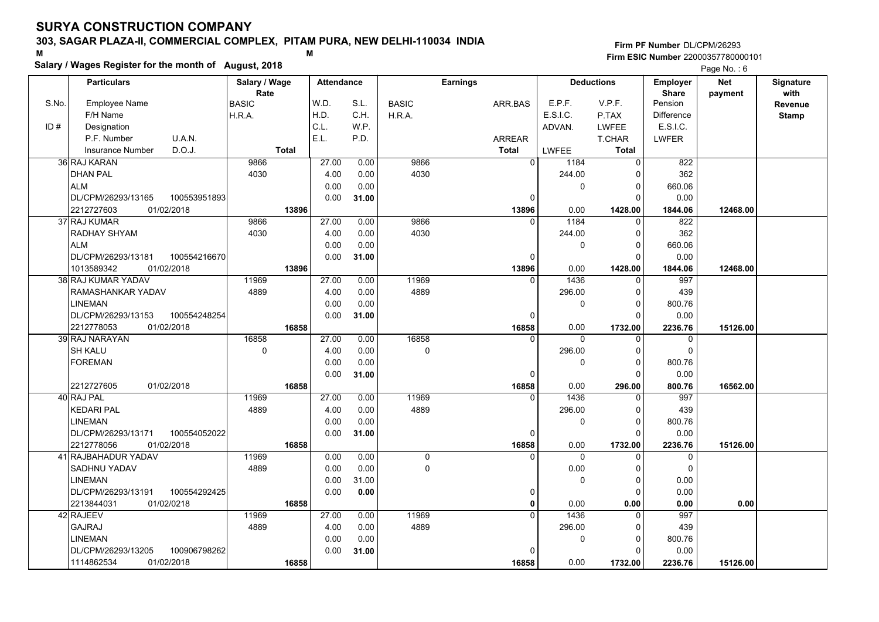# SURYA CONSTRUCTION COMPANY

**303, SAGAR PLAZA-II, COMMERCIAL COMPLEX, PITAM PURA, NEW DELHI-110034 INDIA**

M M

**Salary / Wages Register for the month of August, 2018**

**Firm PF Number** DL/CPM/26293
**Firm ESIC Number** 22000357780000101

| S.No. / ID # | Employee Name / F/H Name / Designation / P.F. Number / U.A.N. / Insurance Number / D.O.J. | Salary / Wage Rate: BASIC / H.R.A. / Total | Attendance: W.D. / H.D. / C.L. / E.L. | S.L. / C.H. / W.P. / P.D. | Earnings: BASIC / H.R.A. | ARR.BAS / ARREAR / Total | Deductions: E.P.F. / E.S.I.C. / ADVAN. / LWFEE | V.P.F. / P.TAX / LWFEE / T.CHAR / Total | Employer Share: Pension / Difference / E.S.I.C. / LWFER | Net payment | Signature with Revenue Stamp |
|---|---|---|---|---|---|---|---|---|---|---|---|
| 36 | RAJ KARAN / DHAN PAL / ALM / DL/CPM/26293/13165 / 100553951893 / 2212727603 / 01/02/2018 | 9866 / 4030 / 13896 | 27.00 / 4.00 / 0.00 / 0.00 | 0.00 / 0.00 / 0.00 / 31.00 | 9866 / 4030 | 0 / 0 / 13896 | 1184 / 244.00 / 0 / 0.00 | 0 / 0 / 0 / 0 / 1428.00 | 822 / 362 / 660.06 / 0.00 / 1844.06 | 12468.00 | |
| 37 | RAJ KUMAR / RADHAY SHYAM / ALM / DL/CPM/26293/13181 / 100554216670 / 1013589342 / 01/02/2018 | 9866 / 4030 / 13896 | 27.00 / 4.00 / 0.00 / 0.00 | 0.00 / 0.00 / 0.00 / 31.00 | 9866 / 4030 | 0 / 0 / 13896 | 1184 / 244.00 / 0 / 0.00 | 0 / 0 / 0 / 0 / 1428.00 | 822 / 362 / 660.06 / 0.00 / 1844.06 | 12468.00 | |
| 38 | RAJ KUMAR YADAV / RAMASHANKAR YADAV / LINEMAN / DL/CPM/26293/13153 / 100554248254 / 2212778053 / 01/02/2018 | 11969 / 4889 / 16858 | 27.00 / 4.00 / 0.00 / 0.00 | 0.00 / 0.00 / 0.00 / 31.00 | 11969 / 4889 | 0 / 0 / 16858 | 1436 / 296.00 / 0 / 0.00 | 0 / 0 / 0 / 0 / 1732.00 | 997 / 439 / 800.76 / 0.00 / 2236.76 | 15126.00 | |
| 39 | RAJ NARAYAN / SH KALU / FOREMAN / 2212727605 / 01/02/2018 | 16858 / 0 / 16858 | 27.00 / 4.00 / 0.00 / 0.00 | 0.00 / 0.00 / 0.00 / 31.00 | 16858 / 0 | 0 / 0 / 16858 | 0 / 296.00 / 0 / 0.00 | 0 / 0 / 0 / 0 / 296.00 | 0 / 0 / 800.76 / 0.00 / 800.76 | 16562.00 | |
| 40 | RAJ PAL / KEDARI PAL / LINEMAN / DL/CPM/26293/13171 / 100554052022 / 2212778056 / 01/02/2018 | 11969 / 4889 / 16858 | 27.00 / 4.00 / 0.00 / 0.00 | 0.00 / 0.00 / 0.00 / 31.00 | 11969 / 4889 | 0 / 0 / 16858 | 1436 / 296.00 / 0 / 0.00 | 0 / 0 / 0 / 0 / 1732.00 | 997 / 439 / 800.76 / 0.00 / 2236.76 | 15126.00 | |
| 41 | RAJBAHADUR YADAV / SADHNU YADAV / LINEMAN / DL/CPM/26293/13191 / 100554292425 / 2213844031 / 01/02/0218 | 11969 / 4889 / 16858 | 0.00 / 0.00 / 0.00 / 0.00 | 0.00 / 0.00 / 31.00 / 0.00 | 0 / 0 | 0 / 0 / 0 | 0 / 0.00 / 0 / 0.00 | 0 / 0 / 0 / 0 / 0.00 | 0 / 0 / 0.00 / 0.00 / 0.00 | 0.00 | |
| 42 | RAJEEV / GAJRAJ / LINEMAN / DL/CPM/26293/13205 / 100906798262 / 1114862534 / 01/02/2018 | 11969 / 4889 / 16858 | 27.00 / 4.00 / 0.00 / 0.00 | 0.00 / 0.00 / 0.00 / 31.00 | 11969 / 4889 | 0 / 0 / 16858 | 1436 / 296.00 / 0 / 0.00 | 0 / 0 / 0 / 0 / 1732.00 | 997 / 439 / 800.76 / 0.00 / 2236.76 | 15126.00 | |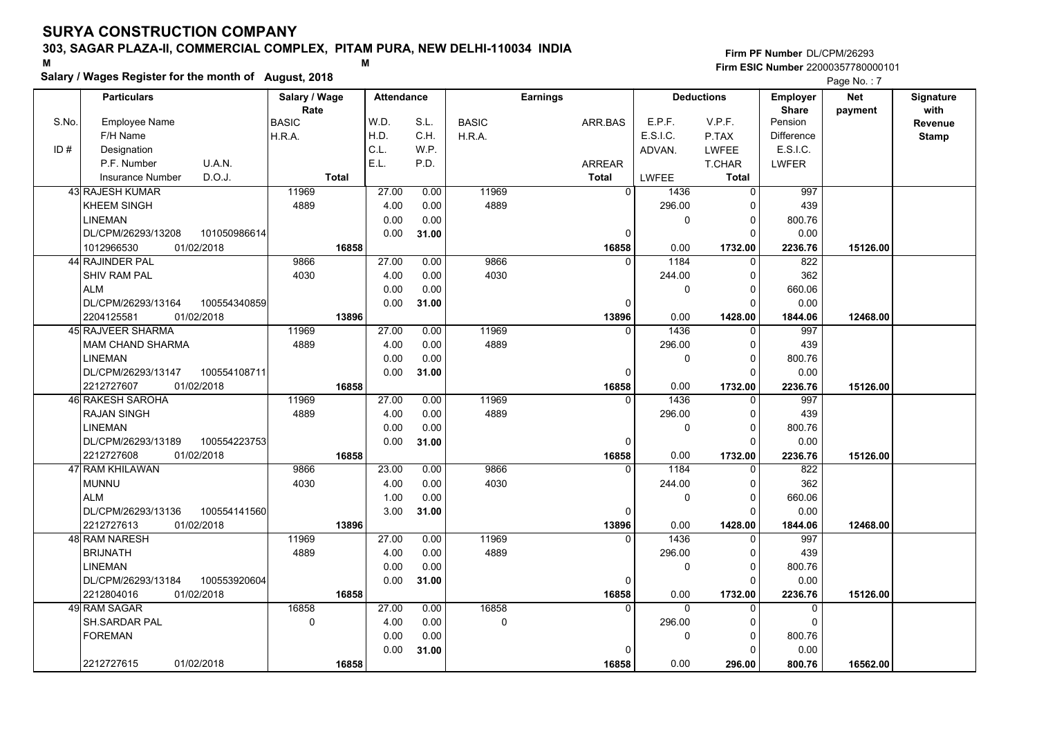# SURYA CONSTRUCTION COMPANY

**303, SAGAR PLAZA-II, COMMERCIAL COMPLEX, PITAM PURA, NEW DELHI-110034 INDIA**

M M

**Salary / Wages Register for the month of August, 2018**

Firm PF Number DL/CPM/26293
Firm ESIC Number 22000357780000101

| S.No. / ID # | Employee Name / F/H Name / Designation / P.F. Number / U.A.N. / Insurance Number / D.O.J. | Salary / Wage Rate: BASIC / H.R.A. / Total | Attendance: W.D. / H.D. / C.L. / E.L. | Attendance: S.L. / C.H. / W.P. / P.D. | Earnings: BASIC / H.R.A. | Earnings: ARR.BAS / ARREAR / Total | Deductions: E.P.F. / E.S.I.C. / ADVAN. / LWFEE | Deductions: V.P.F. / P.TAX / LWFEE / T.CHAR / Total | Employer Share: Pension / Difference / E.S.I.C. / LWFER | Net payment | Signature with Revenue Stamp |
|---|---|---|---|---|---|---|---|---|---|---|---|
| 43 | RAJESH KUMAR<br>KHEEM SINGH<br>LINEMAN<br>DL/CPM/26293/13208 101050986614<br>1012966530 01/02/2018 | 11969<br>4889<br>**16858** | 27.00<br>4.00<br>0.00<br>0.00 | 0.00<br>0.00<br>0.00<br>**31.00** | 11969<br>4889 | 0<br>0<br>**16858** | 1436<br>296.00<br>0<br>0.00 | 0<br>0<br>0<br>0<br>**1732.00** | 997<br>439<br>800.76<br>0.00<br>**2236.76** | **15126.00** | |
| 44 | RAJINDER PAL<br>SHIV RAM PAL<br>ALM<br>DL/CPM/26293/13164 100554340859<br>2204125581 01/02/2018 | 9866<br>4030<br>**13896** | 27.00<br>4.00<br>0.00<br>0.00 | 0.00<br>0.00<br>0.00<br>**31.00** | 9866<br>4030 | 0<br>0<br>**13896** | 1184<br>244.00<br>0<br>0.00 | 0<br>0<br>0<br>0<br>**1428.00** | 822<br>362<br>660.06<br>0.00<br>**1844.06** | **12468.00** | |
| 45 | RAJVEER SHARMA<br>MAM CHAND SHARMA<br>LINEMAN<br>DL/CPM/26293/13147 100554108711<br>2212727607 01/02/2018 | 11969<br>4889<br>**16858** | 27.00<br>4.00<br>0.00<br>0.00 | 0.00<br>0.00<br>0.00<br>**31.00** | 11969<br>4889 | 0<br>0<br>**16858** | 1436<br>296.00<br>0<br>0.00 | 0<br>0<br>0<br>0<br>**1732.00** | 997<br>439<br>800.76<br>0.00<br>**2236.76** | **15126.00** | |
| 46 | RAKESH SAROHA<br>RAJAN SINGH<br>LINEMAN<br>DL/CPM/26293/13189 100554223753<br>2212727608 01/02/2018 | 11969<br>4889<br>**16858** | 27.00<br>4.00<br>0.00<br>0.00 | 0.00<br>0.00<br>0.00<br>**31.00** | 11969<br>4889 | 0<br>0<br>**16858** | 1436<br>296.00<br>0<br>0.00 | 0<br>0<br>0<br>0<br>**1732.00** | 997<br>439<br>800.76<br>0.00<br>**2236.76** | **15126.00** | |
| 47 | RAM KHILAWAN<br>MUNNU<br>ALM<br>DL/CPM/26293/13136 100554141560<br>2212727613 01/02/2018 | 9866<br>4030<br>**13896** | 23.00<br>4.00<br>1.00<br>3.00 | 0.00<br>0.00<br>0.00<br>**31.00** | 9866<br>4030 | 0<br>0<br>**13896** | 1184<br>244.00<br>0<br>0.00 | 0<br>0<br>0<br>0<br>**1428.00** | 822<br>362<br>660.06<br>0.00<br>**1844.06** | **12468.00** | |
| 48 | RAM NARESH<br>BRIJNATH<br>LINEMAN<br>DL/CPM/26293/13184 100553920604<br>2212804016 01/02/2018 | 11969<br>4889<br>**16858** | 27.00<br>4.00<br>0.00<br>0.00 | 0.00<br>0.00<br>0.00<br>**31.00** | 11969<br>4889 | 0<br>0<br>**16858** | 1436<br>296.00<br>0<br>0.00 | 0<br>0<br>0<br>0<br>**1732.00** | 997<br>439<br>800.76<br>0.00<br>**2236.76** | **15126.00** | |
| 49 | RAM SAGAR<br>SH.SARDAR PAL<br>FOREMAN<br><br>2212727615 01/02/2018 | 16858<br>0<br>**16858** | 27.00<br>4.00<br>0.00<br>0.00 | 0.00<br>0.00<br>0.00<br>**31.00** | 16858<br>0 | 0<br>0<br>**16858** | 0<br>296.00<br>0<br>0.00 | 0<br>0<br>0<br>0<br>**296.00** | 0<br>0<br>800.76<br>0.00<br>**800.76** | **16562.00** | |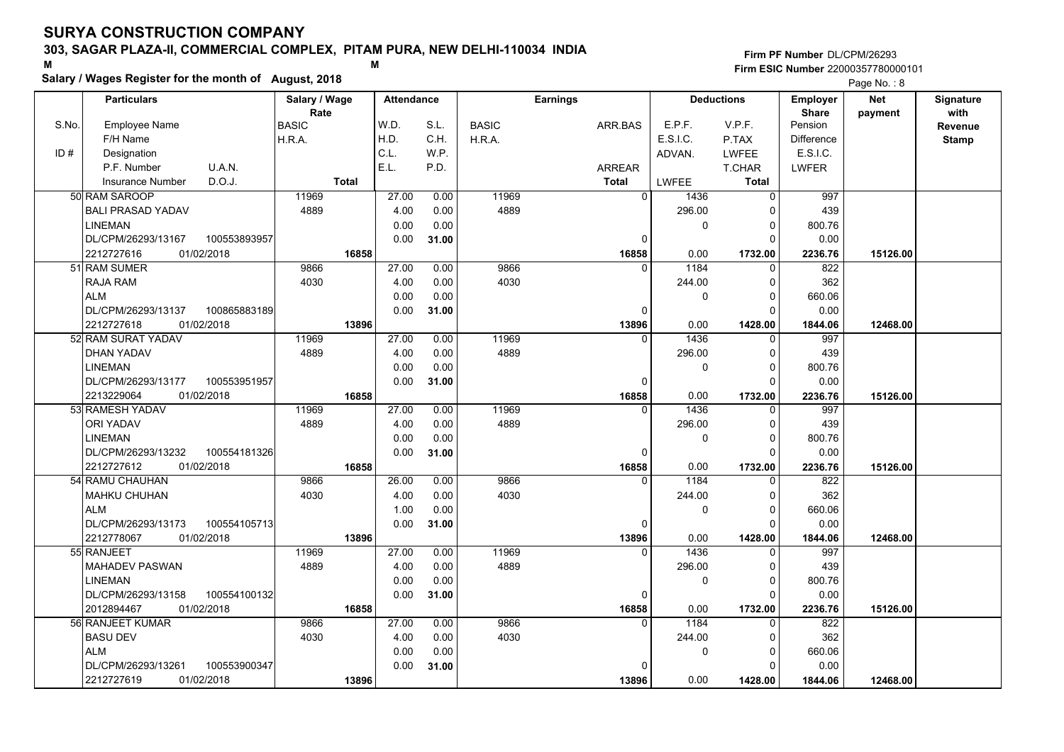# SURYA CONSTRUCTION COMPANY

## 303, SAGAR PLAZA-II, COMMERCIAL COMPLEX, PITAM PURA, NEW DELHI-110034 INDIA

M M

**Salary / Wages Register for the month of August, 2018**

**Firm PF Number** DL/CPM/26293
**Firm ESIC Number** 22000357780000101

| S.No. / ID # | Employee Name / F/H Name / Designation / P.F. Number, U.A.N. / Insurance Number, D.O.J. | Salary / Wage Rate: BASIC / H.R.A. / Total | Attendance: W.D. / H.D. / C.L. / E.L. | S.L. / C.H. / W.P. / P.D. | Earnings: BASIC / H.R.A. | ARR.BAS / ARREAR / Total | Deductions: E.P.F. / E.S.I.C. / ADVAN. / LWFEE | V.P.F. / P.TAX / LWFEE / T.CHAR / Total | Employer Share: Pension / Difference / E.S.I.C. / LWFER | Net payment | Signature with Revenue Stamp |
|---|---|---|---|---|---|---|---|---|---|---|---|
| 50 | RAM SAROOP<br>BALI PRASAD YADAV<br>LINEMAN<br>DL/CPM/26293/13167 100553893957<br>2212727616 01/02/2018 | 11969<br>4889<br><br><br>16858 | 27.00<br>4.00<br>0.00<br>0.00 | 0.00<br>0.00<br>0.00<br>31.00 | 11969<br>4889 | 0<br><br>0<br>16858 | 1436<br>296.00<br>0<br><br>0.00 | 0<br>0<br>0<br>0<br>1732.00 | 997<br>439<br>800.76<br>0.00<br>2236.76 | 15126.00 | |
| 51 | RAM SUMER<br>RAJA RAM<br>ALM<br>DL/CPM/26293/13137 100865883189<br>2212727618 01/02/2018 | 9866<br>4030<br><br><br>13896 | 27.00<br>4.00<br>0.00<br>0.00 | 0.00<br>0.00<br>0.00<br>31.00 | 9866<br>4030 | 0<br><br>0<br>13896 | 1184<br>244.00<br>0<br><br>0.00 | 0<br>0<br>0<br>0<br>1428.00 | 822<br>362<br>660.06<br>0.00<br>1844.06 | 12468.00 | |
| 52 | RAM SURAT YADAV<br>DHAN YADAV<br>LINEMAN<br>DL/CPM/26293/13177 100553951957<br>2213229064 01/02/2018 | 11969<br>4889<br><br><br>16858 | 27.00<br>4.00<br>0.00<br>0.00 | 0.00<br>0.00<br>0.00<br>31.00 | 11969<br>4889 | 0<br><br>0<br>16858 | 1436<br>296.00<br>0<br><br>0.00 | 0<br>0<br>0<br>0<br>1732.00 | 997<br>439<br>800.76<br>0.00<br>2236.76 | 15126.00 | |
| 53 | RAMESH YADAV<br>ORI YADAV<br>LINEMAN<br>DL/CPM/26293/13232 100554181326<br>2212727612 01/02/2018 | 11969<br>4889<br><br><br>16858 | 27.00<br>4.00<br>0.00<br>0.00 | 0.00<br>0.00<br>0.00<br>31.00 | 11969<br>4889 | 0<br><br>0<br>16858 | 1436<br>296.00<br>0<br><br>0.00 | 0<br>0<br>0<br>0<br>1732.00 | 997<br>439<br>800.76<br>0.00<br>2236.76 | 15126.00 | |
| 54 | RAMU CHAUHAN<br>MAHKU CHUHAN<br>ALM<br>DL/CPM/26293/13173 100554105713<br>2212778067 01/02/2018 | 9866<br>4030<br><br><br>13896 | 26.00<br>4.00<br>1.00<br>0.00 | 0.00<br>0.00<br>0.00<br>31.00 | 9866<br>4030 | 0<br><br>0<br>13896 | 1184<br>244.00<br>0<br><br>0.00 | 0<br>0<br>0<br>0<br>1428.00 | 822<br>362<br>660.06<br>0.00<br>1844.06 | 12468.00 | |
| 55 | RANJEET<br>MAHADEV PASWAN<br>LINEMAN<br>DL/CPM/26293/13158 100554100132<br>2012894467 01/02/2018 | 11969<br>4889<br><br><br>16858 | 27.00<br>4.00<br>0.00<br>0.00 | 0.00<br>0.00<br>0.00<br>31.00 | 11969<br>4889 | 0<br><br>0<br>16858 | 1436<br>296.00<br>0<br><br>0.00 | 0<br>0<br>0<br>0<br>1732.00 | 997<br>439<br>800.76<br>0.00<br>2236.76 | 15126.00 | |
| 56 | RANJEET KUMAR<br>BASU DEV<br>ALM<br>DL/CPM/26293/13261 100553900347<br>2212727619 01/02/2018 | 9866<br>4030<br><br><br>13896 | 27.00<br>4.00<br>0.00<br>0.00 | 0.00<br>0.00<br>0.00<br>31.00 | 9866<br>4030 | 0<br><br>0<br>13896 | 1184<br>244.00<br>0<br><br>0.00 | 0<br>0<br>0<br>0<br>1428.00 | 822<br>362<br>660.06<br>0.00<br>1844.06 | 12468.00 | |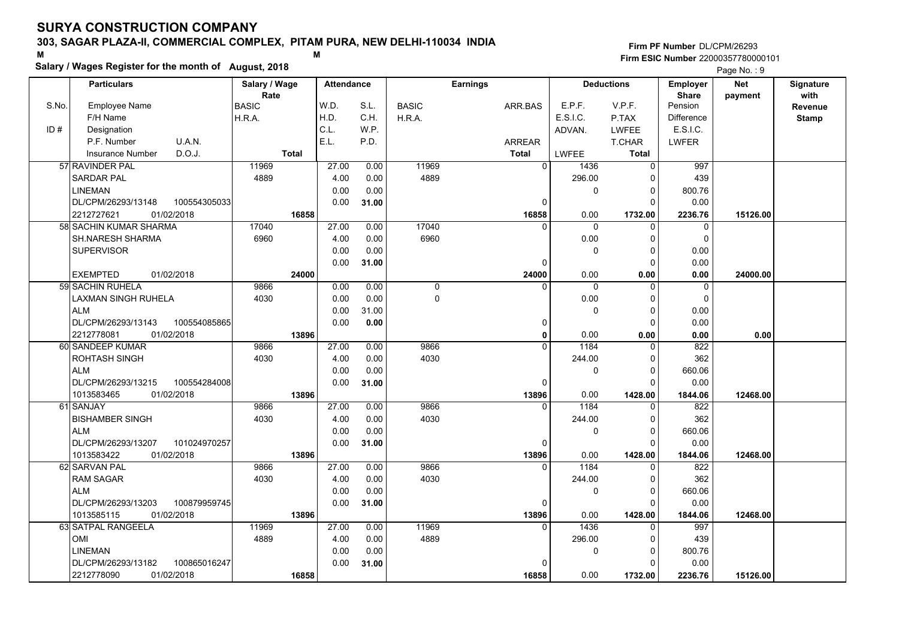# SURYA CONSTRUCTION COMPANY

**303, SAGAR PLAZA-II, COMMERCIAL COMPLEX, PITAM PURA, NEW DELHI-110034 INDIA**

M M

**Salary / Wages Register for the month of August, 2018**

**Firm PF Number** DL/CPM/26293
**Firm ESIC Number** 22000357780000101

| S.No. | Particulars: Employee Name / F/H Name / ID # Designation / P.F. Number U.A.N. / Insurance Number D.O.J. | Salary / Wage Rate: BASIC / H.R.A. / Total | Attendance: W.D. / H.D. / C.L. / E.L. | Attendance: S.L. / C.H. / W.P. / P.D. | Earnings: BASIC / H.R.A. | Earnings: ARR.BAS / ARREAR / Total | Deductions: E.P.F. / E.S.I.C. / ADVAN. / LWFEE | Deductions: V.P.F. / P.TAX / LWFEE / T.CHAR / Total | Employer Share: Pension / Difference / E.S.I.C. / LWFER | Net payment | Signature with Revenue Stamp |
|---|---|---|---|---|---|---|---|---|---|---|---|
| 57 | RAVINDER PAL<br>SARDAR PAL<br>LINEMAN<br>DL/CPM/26293/13148 100554305033<br>2212727621 01/02/2018 | 11969<br>4889<br><br><br>**16858** | 27.00<br>4.00<br>0.00<br>0.00 | 0.00<br>0.00<br>0.00<br>**31.00** | 11969<br>4889 | 0<br><br><br>0<br>**16858** | 1436<br>296.00<br>0<br><br>0.00 | 0<br>0<br>0<br>0<br>**1732.00** | 997<br>439<br>800.76<br>0.00<br>**2236.76** | **15126.00** | |
| 58 | SACHIN KUMAR SHARMA<br>SH.NARESH SHARMA<br>SUPERVISOR<br><br>EXEMPTED 01/02/2018 | 17040<br>6960<br><br><br>**24000** | 27.00<br>4.00<br>0.00<br>0.00 | 0.00<br>0.00<br>0.00<br>**31.00** | 17040<br>6960 | 0<br><br><br>0<br>**24000** | 0<br>0.00<br>0<br><br>0.00 | 0<br>0<br>0<br>0<br>**0.00** | 0<br>0<br>0.00<br>0.00<br>**0.00** | **24000.00** | |
| 59 | SACHIN RUHELA<br>LAXMAN SINGH RUHELA<br>ALM<br>DL/CPM/26293/13143 100554085865<br>2212778081 01/02/2018 | 9866<br>4030<br><br><br>**13896** | 0.00<br>0.00<br>0.00<br>0.00 | 0.00<br>0.00<br>31.00<br>**0.00** | 0<br>0 | 0<br><br><br>0<br>**0** | 0<br>0.00<br>0<br><br>0.00 | 0<br>0<br>0<br>0<br>**0.00** | 0<br>0<br>0.00<br>0.00<br>**0.00** | **0.00** | |
| 60 | SANDEEP KUMAR<br>ROHTASH SINGH<br>ALM<br>DL/CPM/26293/13215 100554284008<br>1013583465 01/02/2018 | 9866<br>4030<br><br><br>**13896** | 27.00<br>4.00<br>0.00<br>0.00 | 0.00<br>0.00<br>0.00<br>**31.00** | 9866<br>4030 | 0<br><br><br>0<br>**13896** | 1184<br>244.00<br>0<br><br>0.00 | 0<br>0<br>0<br>0<br>**1428.00** | 822<br>362<br>660.06<br>0.00<br>**1844.06** | **12468.00** | |
| 61 | SANJAY<br>BISHAMBER SINGH<br>ALM<br>DL/CPM/26293/13207 101024970257<br>1013583422 01/02/2018 | 9866<br>4030<br><br><br>**13896** | 27.00<br>4.00<br>0.00<br>0.00 | 0.00<br>0.00<br>0.00<br>**31.00** | 9866<br>4030 | 0<br><br><br>0<br>**13896** | 1184<br>244.00<br>0<br><br>0.00 | 0<br>0<br>0<br>0<br>**1428.00** | 822<br>362<br>660.06<br>0.00<br>**1844.06** | **12468.00** | |
| 62 | SARVAN PAL<br>RAM SAGAR<br>ALM<br>DL/CPM/26293/13203 100879959745<br>1013585115 01/02/2018 | 9866<br>4030<br><br><br>**13896** | 27.00<br>4.00<br>0.00<br>0.00 | 0.00<br>0.00<br>0.00<br>**31.00** | 9866<br>4030 | 0<br><br><br>0<br>**13896** | 1184<br>244.00<br>0<br><br>0.00 | 0<br>0<br>0<br>0<br>**1428.00** | 822<br>362<br>660.06<br>0.00<br>**1844.06** | **12468.00** | |
| 63 | SATPAL RANGEELA<br>OMI<br>LINEMAN<br>DL/CPM/26293/13182 100865016247<br>2212778090 01/02/2018 | 11969<br>4889<br><br><br>**16858** | 27.00<br>4.00<br>0.00<br>0.00 | 0.00<br>0.00<br>0.00<br>**31.00** | 11969<br>4889 | 0<br><br><br>0<br>**16858** | 1436<br>296.00<br>0<br><br>0.00 | 0<br>0<br>0<br>0<br>**1732.00** | 997<br>439<br>800.76<br>0.00<br>**2236.76** | **15126.00** | |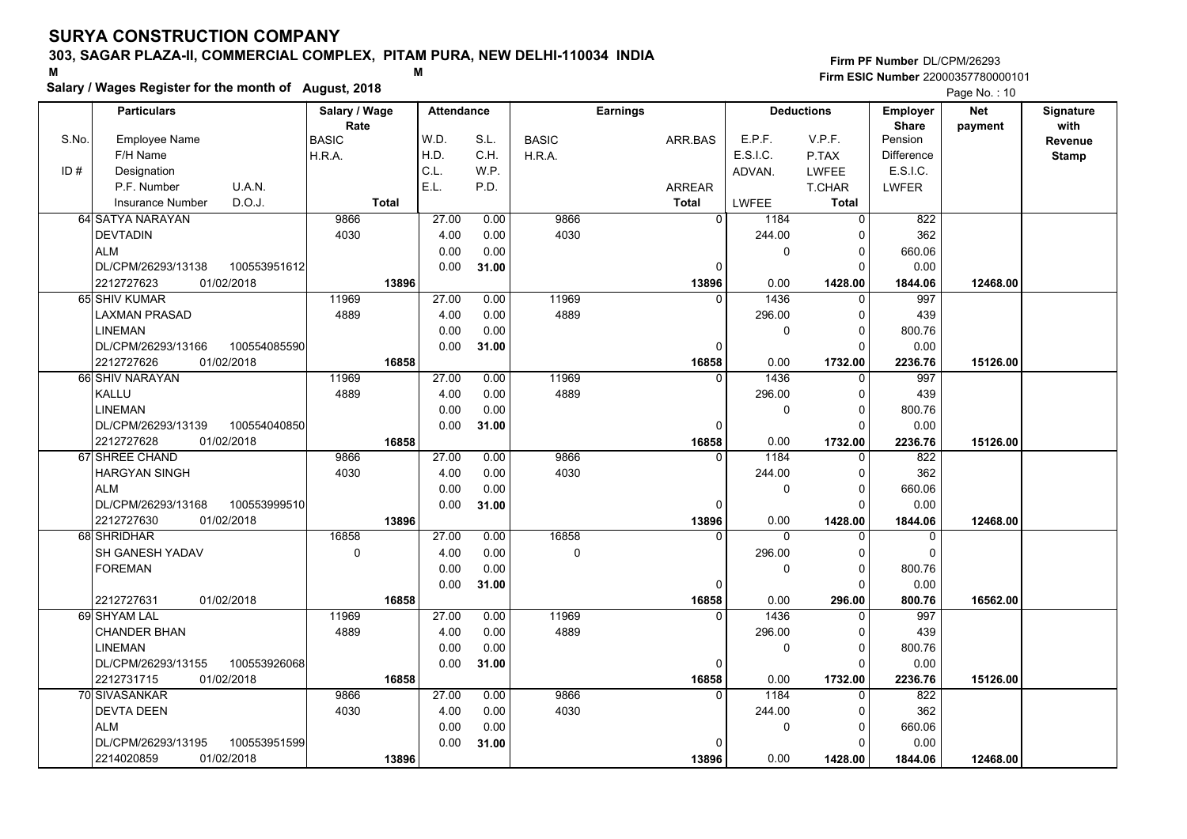# SURYA CONSTRUCTION COMPANY

**303, SAGAR PLAZA-II, COMMERCIAL COMPLEX, PITAM PURA, NEW DELHI-110034 INDIA**

**Salary / Wages Register for the month of August, 2018**

**Firm PF Number** DL/CPM/26293
**Firm ESIC Number** 22000357780000101

| S.No. / ID # | Employee Name / F/H Name / Designation / P.F. Number / U.A.N. / Insurance Number / D.O.J. | Salary / Wage Rate: BASIC / H.R.A. / Total | Attendance: W.D. / H.D. / C.L. / E.L. | Attendance: S.L. / C.H. / W.P. / P.D. | Earnings: BASIC / H.R.A. | Earnings: ARR.BAS / ARREAR / Total | Deductions: E.P.F. / E.S.I.C. / ADVAN. / LWFEE | Deductions: V.P.F. / P.TAX / LWFEE / T.CHAR / Total | Employer Share: Pension / Difference / E.S.I.C. / LWFER | Net payment | Signature with Revenue Stamp |
|---|---|---|---|---|---|---|---|---|---|---|---|
| 64 | SATYA NARAYAN<br>DEVTADIN<br>ALM<br>DL/CPM/26293/13138 100553951612<br>2212727623 01/02/2018 | 9866<br>4030<br>**13896** | 27.00<br>4.00<br>0.00<br>0.00 | 0.00<br>0.00<br>0.00<br>**31.00** | 9866<br>4030 | 0<br>0<br>**13896** | 1184<br>244.00<br>0<br>0.00 | 0<br>0<br>0<br>0<br>**1428.00** | 822<br>362<br>660.06<br>0.00<br>**1844.06** | **12468.00** | |
| 65 | SHIV KUMAR<br>LAXMAN PRASAD<br>LINEMAN<br>DL/CPM/26293/13166 100554085590<br>2212727626 01/02/2018 | 11969<br>4889<br>**16858** | 27.00<br>4.00<br>0.00<br>0.00 | 0.00<br>0.00<br>0.00<br>**31.00** | 11969<br>4889 | 0<br>0<br>**16858** | 1436<br>296.00<br>0<br>0.00 | 0<br>0<br>0<br>0<br>**1732.00** | 997<br>439<br>800.76<br>0.00<br>**2236.76** | **15126.00** | |
| 66 | SHIV NARAYAN<br>KALLU<br>LINEMAN<br>DL/CPM/26293/13139 100554040850<br>2212727628 01/02/2018 | 11969<br>4889<br>**16858** | 27.00<br>4.00<br>0.00<br>0.00 | 0.00<br>0.00<br>0.00<br>**31.00** | 11969<br>4889 | 0<br>0<br>**16858** | 1436<br>296.00<br>0<br>0.00 | 0<br>0<br>0<br>0<br>**1732.00** | 997<br>439<br>800.76<br>0.00<br>**2236.76** | **15126.00** | |
| 67 | SHREE CHAND<br>HARGYAN SINGH<br>ALM<br>DL/CPM/26293/13168 100553999510<br>2212727630 01/02/2018 | 9866<br>4030<br>**13896** | 27.00<br>4.00<br>0.00<br>0.00 | 0.00<br>0.00<br>0.00<br>**31.00** | 9866<br>4030 | 0<br>0<br>**13896** | 1184<br>244.00<br>0<br>0.00 | 0<br>0<br>0<br>0<br>**1428.00** | 822<br>362<br>660.06<br>0.00<br>**1844.06** | **12468.00** | |
| 68 | SHRIDHAR<br>SH GANESH YADAV<br>FOREMAN<br><br>2212727631 01/02/2018 | 16858<br>0<br>**16858** | 27.00<br>4.00<br>0.00<br>0.00 | 0.00<br>0.00<br>0.00<br>**31.00** | 16858<br>0 | 0<br>0<br>**16858** | 0<br>296.00<br>0<br>0.00 | 0<br>0<br>0<br>0<br>**296.00** | 0<br>0<br>800.76<br>0.00<br>**800.76** | **16562.00** | |
| 69 | SHYAM LAL<br>CHANDER BHAN<br>LINEMAN<br>DL/CPM/26293/13155 100553926068<br>2212731715 01/02/2018 | 11969<br>4889<br>**16858** | 27.00<br>4.00<br>0.00<br>0.00 | 0.00<br>0.00<br>0.00<br>**31.00** | 11969<br>4889 | 0<br>0<br>**16858** | 1436<br>296.00<br>0<br>0.00 | 0<br>0<br>0<br>0<br>**1732.00** | 997<br>439<br>800.76<br>0.00<br>**2236.76** | **15126.00** | |
| 70 | SIVASANKAR<br>DEVTA DEEN<br>ALM<br>DL/CPM/26293/13195 100553951599<br>2214020859 01/02/2018 | 9866<br>4030<br>**13896** | 27.00<br>4.00<br>0.00<br>0.00 | 0.00<br>0.00<br>0.00<br>**31.00** | 9866<br>4030 | 0<br>0<br>**13896** | 1184<br>244.00<br>0<br>0.00 | 0<br>0<br>0<br>0<br>**1428.00** | 822<br>362<br>660.06<br>0.00<br>**1844.06** | **12468.00** | |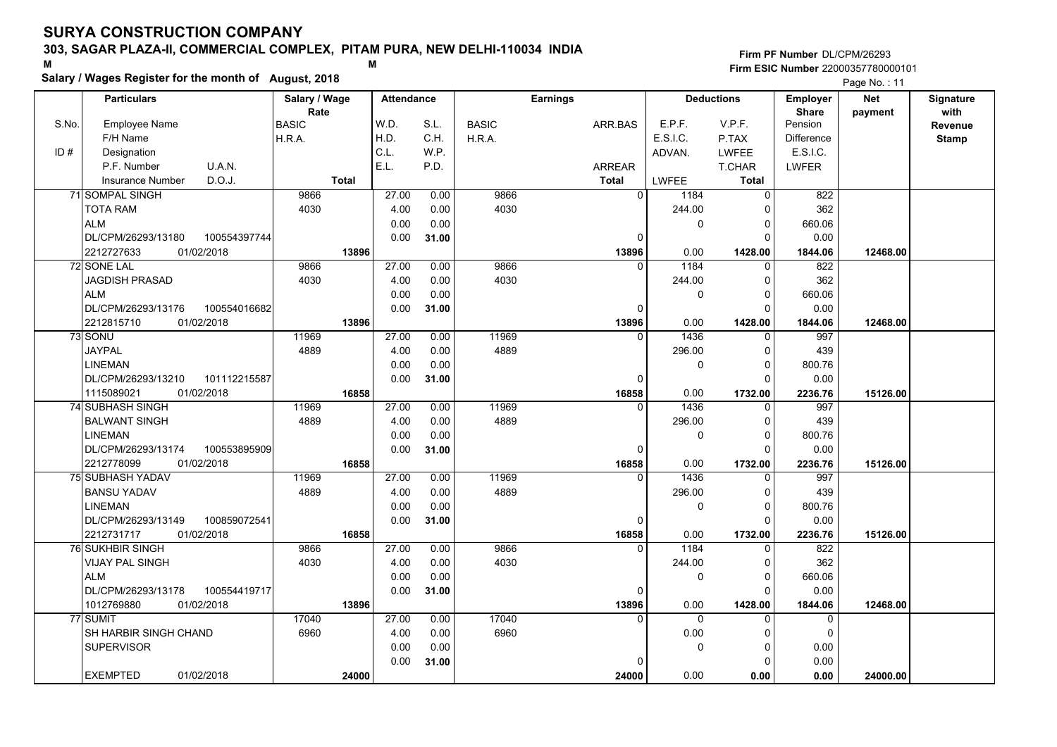# SURYA CONSTRUCTION COMPANY

**303, SAGAR PLAZA-II, COMMERCIAL COMPLEX, PITAM PURA, NEW DELHI-110034 INDIA**

M M

**Salary / Wages Register for the month of August, 2018**

Firm PF Number DL/CPM/26293
Firm ESIC Number 22000357780000101

| S.No. / ID # | Employee Name / F/H Name / Designation / P.F. Number / U.A.N. / Insurance Number / D.O.J. | Salary / Wage Rate: BASIC / H.R.A. / Total | Attendance: W.D. / H.D. / C.L. / E.L. | Attendance: S.L. / C.H. / W.P. / P.D. | Earnings: BASIC / H.R.A. | Earnings: ARR.BAS / ARREAR / Total | Deductions: E.P.F. / E.S.I.C. / ADVAN. / LWFEE | Deductions: V.P.F. / P.TAX / LWFEE / T.CHAR / Total | Employer Share: Pension / Difference / E.S.I.C. / LWFER | Net payment | Signature with Revenue Stamp |
|---|---|---|---|---|---|---|---|---|---|---|---|
| 71 | SOMPAL SINGH<br>TOTA RAM<br>ALM<br>DL/CPM/26293/13180 100554397744<br>2212727633 01/02/2018 | 9866<br>4030<br>13896 | 27.00<br>4.00<br>0.00<br>0.00 | 0.00<br>0.00<br>0.00<br>31.00 | 9866<br>4030 | 0<br>0<br>13896 | 1184<br>244.00<br>0<br>0.00 | 0<br>0<br>0<br>0<br>1428.00 | 822<br>362<br>660.06<br>0.00<br>1844.06 | 12468.00 | |
| 72 | SONE LAL<br>JAGDISH PRASAD<br>ALM<br>DL/CPM/26293/13176 100554016682<br>2212815710 01/02/2018 | 9866<br>4030<br>13896 | 27.00<br>4.00<br>0.00<br>0.00 | 0.00<br>0.00<br>0.00<br>31.00 | 9866<br>4030 | 0<br>0<br>13896 | 1184<br>244.00<br>0<br>0.00 | 0<br>0<br>0<br>0<br>1428.00 | 822<br>362<br>660.06<br>0.00<br>1844.06 | 12468.00 | |
| 73 | SONU<br>JAYPAL<br>LINEMAN<br>DL/CPM/26293/13210 101112215587<br>1115089021 01/02/2018 | 11969<br>4889<br>16858 | 27.00<br>4.00<br>0.00<br>0.00 | 0.00<br>0.00<br>0.00<br>31.00 | 11969<br>4889 | 0<br>0<br>16858 | 1436<br>296.00<br>0<br>0.00 | 0<br>0<br>0<br>0<br>1732.00 | 997<br>439<br>800.76<br>0.00<br>2236.76 | 15126.00 | |
| 74 | SUBHASH SINGH<br>BALWANT SINGH<br>LINEMAN<br>DL/CPM/26293/13174 100553895909<br>2212778099 01/02/2018 | 11969<br>4889<br>16858 | 27.00<br>4.00<br>0.00<br>0.00 | 0.00<br>0.00<br>0.00<br>31.00 | 11969<br>4889 | 0<br>0<br>16858 | 1436<br>296.00<br>0<br>0.00 | 0<br>0<br>0<br>0<br>1732.00 | 997<br>439<br>800.76<br>0.00<br>2236.76 | 15126.00 | |
| 75 | SUBHASH YADAV<br>BANSU YADAV<br>LINEMAN<br>DL/CPM/26293/13149 100859072541<br>2212731717 01/02/2018 | 11969<br>4889<br>16858 | 27.00<br>4.00<br>0.00<br>0.00 | 0.00<br>0.00<br>0.00<br>31.00 | 11969<br>4889 | 0<br>0<br>16858 | 1436<br>296.00<br>0<br>0.00 | 0<br>0<br>0<br>0<br>1732.00 | 997<br>439<br>800.76<br>0.00<br>2236.76 | 15126.00 | |
| 76 | SUKHBIR SINGH<br>VIJAY PAL SINGH<br>ALM<br>DL/CPM/26293/13178 100554419717<br>1012769880 01/02/2018 | 9866<br>4030<br>13896 | 27.00<br>4.00<br>0.00<br>0.00 | 0.00<br>0.00<br>0.00<br>31.00 | 9866<br>4030 | 0<br>0<br>13896 | 1184<br>244.00<br>0<br>0.00 | 0<br>0<br>0<br>0<br>1428.00 | 822<br>362<br>660.06<br>0.00<br>1844.06 | 12468.00 | |
| 77 | SUMIT<br>SH HARBIR SINGH CHAND<br>SUPERVISOR<br><br>EXEMPTED 01/02/2018 | 17040<br>6960<br>24000 | 27.00<br>4.00<br>0.00<br>0.00 | 0.00<br>0.00<br>0.00<br>31.00 | 17040<br>6960 | 0<br>0<br>24000 | 0<br>0.00<br>0<br>0.00 | 0<br>0<br>0<br>0<br>0.00 | 0<br>0<br>0.00<br>0.00<br>0.00 | 24000.00 | |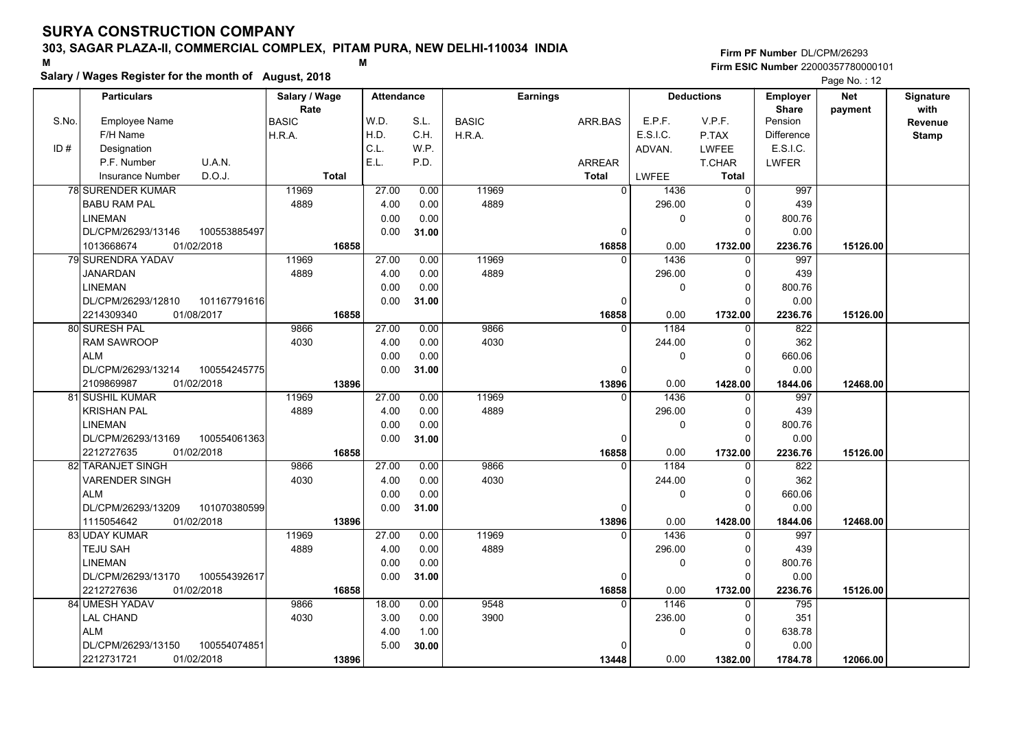# SURYA CONSTRUCTION COMPANY

**303, SAGAR PLAZA-II, COMMERCIAL COMPLEX, PITAM PURA, NEW DELHI-110034 INDIA**

M M

**Firm PF Number** DL/CPM/26293
**Firm ESIC Number** 22000357780000101

**Salary / Wages Register for the month of August, 2018**

| S.No. / ID # | Particulars (Employee Name / F/H Name / Designation / P.F. Number U.A.N. / Insurance Number D.O.J.) | Salary / Wage Rate (BASIC / H.R.A. / Total) | Attendance (W.D. S.L. / H.D. C.H. / C.L. W.P. / E.L. P.D.) | Earnings (BASIC / H.R.A.) | ARR.BAS / ARREAR / Total | Deductions (E.P.F. / E.S.I.C. / ADVAN. / LWFEE) | V.P.F. / P.TAX / LWFEE / T.CHAR / Total | Employer Share (Pension / Difference / E.S.I.C. / LWFER) | Net payment | Signature with Revenue Stamp |
|---|---|---|---|---|---|---|---|---|---|---|
| 78 | SURENDER KUMAR | 11969 | 27.00 0.00 | 11969 | 0 | 1436 | 0 | 997 | | |
| | BABU RAM PAL | 4889 | 4.00 0.00 | 4889 | | 296.00 | 0 | 439 | | |
| | LINEMAN | | 0.00 0.00 | | | 0 | 0 | 800.76 | | |
| | DL/CPM/26293/13146 100553885497 | | 0.00 31.00 | | 0 | | 0 | 0.00 | | |
| | 1013668674 01/02/2018 | 16858 | | | 16858 | 0.00 | 1732.00 | 2236.76 | 15126.00 | |
| 79 | SURENDRA YADAV | 11969 | 27.00 0.00 | 11969 | 0 | 1436 | 0 | 997 | | |
| | JANARDAN | 4889 | 4.00 0.00 | 4889 | | 296.00 | 0 | 439 | | |
| | LINEMAN | | 0.00 0.00 | | | 0 | 0 | 800.76 | | |
| | DL/CPM/26293/12810 101167791616 | | 0.00 31.00 | | 0 | | 0 | 0.00 | | |
| | 2214309340 01/08/2017 | 16858 | | | 16858 | 0.00 | 1732.00 | 2236.76 | 15126.00 | |
| 80 | SURESH PAL | 9866 | 27.00 0.00 | 9866 | 0 | 1184 | 0 | 822 | | |
| | RAM SAWROOP | 4030 | 4.00 0.00 | 4030 | | 244.00 | 0 | 362 | | |
| | ALM | | 0.00 0.00 | | | 0 | 0 | 660.06 | | |
| | DL/CPM/26293/13214 100554245775 | | 0.00 31.00 | | 0 | | 0 | 0.00 | | |
| | 2109869987 01/02/2018 | 13896 | | | 13896 | 0.00 | 1428.00 | 1844.06 | 12468.00 | |
| 81 | SUSHIL KUMAR | 11969 | 27.00 0.00 | 11969 | 0 | 1436 | 0 | 997 | | |
| | KRISHAN PAL | 4889 | 4.00 0.00 | 4889 | | 296.00 | 0 | 439 | | |
| | LINEMAN | | 0.00 0.00 | | | 0 | 0 | 800.76 | | |
| | DL/CPM/26293/13169 100554061363 | | 0.00 31.00 | | 0 | | 0 | 0.00 | | |
| | 2212727635 01/02/2018 | 16858 | | | 16858 | 0.00 | 1732.00 | 2236.76 | 15126.00 | |
| 82 | TARANJET SINGH | 9866 | 27.00 0.00 | 9866 | 0 | 1184 | 0 | 822 | | |
| | VARENDER SINGH | 4030 | 4.00 0.00 | 4030 | | 244.00 | 0 | 362 | | |
| | ALM | | 0.00 0.00 | | | 0 | 0 | 660.06 | | |
| | DL/CPM/26293/13209 101070380599 | | 0.00 31.00 | | 0 | | 0 | 0.00 | | |
| | 1115054642 01/02/2018 | 13896 | | | 13896 | 0.00 | 1428.00 | 1844.06 | 12468.00 | |
| 83 | UDAY KUMAR | 11969 | 27.00 0.00 | 11969 | 0 | 1436 | 0 | 997 | | |
| | TEJU SAH | 4889 | 4.00 0.00 | 4889 | | 296.00 | 0 | 439 | | |
| | LINEMAN | | 0.00 0.00 | | | 0 | 0 | 800.76 | | |
| | DL/CPM/26293/13170 100554392617 | | 0.00 31.00 | | 0 | | 0 | 0.00 | | |
| | 2212727636 01/02/2018 | 16858 | | | 16858 | 0.00 | 1732.00 | 2236.76 | 15126.00 | |
| 84 | UMESH YADAV | 9866 | 18.00 0.00 | 9548 | 0 | 1146 | 0 | 795 | | |
| | LAL CHAND | 4030 | 3.00 0.00 | 3900 | | 236.00 | 0 | 351 | | |
| | ALM | | 4.00 1.00 | | | 0 | 0 | 638.78 | | |
| | DL/CPM/26293/13150 100554074851 | | 5.00 30.00 | | 0 | | 0 | 0.00 | | |
| | 2212731721 01/02/2018 | 13896 | | | 13448 | 0.00 | 1382.00 | 1784.78 | 12066.00 | |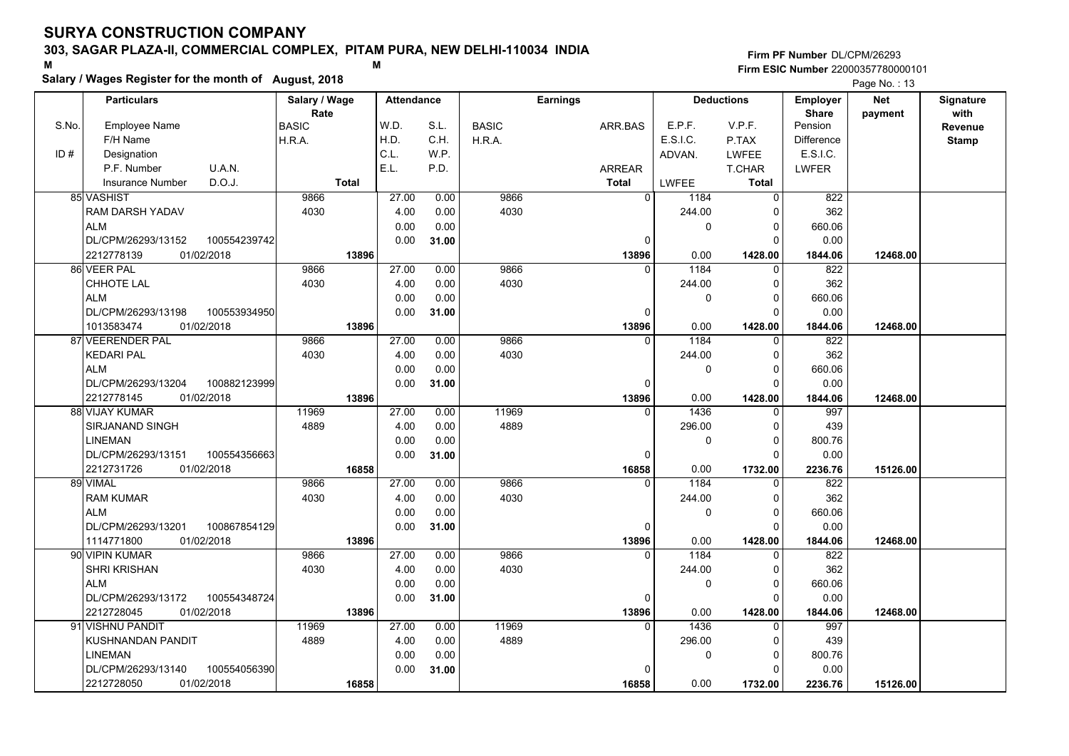# SURYA CONSTRUCTION COMPANY

**303, SAGAR PLAZA-II, COMMERCIAL COMPLEX, PITAM PURA, NEW DELHI-110034 INDIA**

M M

**Salary / Wages Register for the month of August, 2018**

**Firm PF Number** DL/CPM/26293
**Firm ESIC Number** 22000357780000101

Page No. : 13

| S.No. / ID # | Particulars: Employee Name / F/H Name / Designation / P.F. Number / U.A.N. / Insurance Number / D.O.J. | Salary / Wage Rate: BASIC / H.R.A. / Total | Attendance: W.D. / H.D. / C.L. / E.L. | Attendance: S.L. / C.H. / W.P. / P.D. | Earnings: BASIC / H.R.A. | Earnings: ARR.BAS / ARREAR / Total | Deductions: E.P.F. / E.S.I.C. / ADVAN. / LWFEE | Deductions: V.P.F. / P.TAX / LWFEE / T.CHAR / Total | Employer Share: Pension / Difference / E.S.I.C. / LWFER | Net payment | Signature with Revenue Stamp |
|---|---|---|---|---|---|---|---|---|---|---|---|
| 85 | VASHIST<br>RAM DARSH YADAV<br>ALM<br>DL/CPM/26293/13152 100554239742<br>2212778139 01/02/2018 | 9866<br>4030<br>13896 | 27.00<br>4.00<br>0.00<br>0.00 | 0.00<br>0.00<br>0.00<br>31.00 | 9866<br>4030 | 0<br>0<br>13896 | 1184<br>244.00<br>0<br>0.00 | 0<br>0<br>0<br>0<br>1428.00 | 822<br>362<br>660.06<br>0.00<br>1844.06 | 12468.00 | |
| 86 | VEER PAL<br>CHHOTE LAL<br>ALM<br>DL/CPM/26293/13198 100553934950<br>1013583474 01/02/2018 | 9866<br>4030<br>13896 | 27.00<br>4.00<br>0.00<br>0.00 | 0.00<br>0.00<br>0.00<br>31.00 | 9866<br>4030 | 0<br>0<br>13896 | 1184<br>244.00<br>0<br>0.00 | 0<br>0<br>0<br>0<br>1428.00 | 822<br>362<br>660.06<br>0.00<br>1844.06 | 12468.00 | |
| 87 | VEERENDER PAL<br>KEDARI PAL<br>ALM<br>DL/CPM/26293/13204 100882123999<br>2212778145 01/02/2018 | 9866<br>4030<br>13896 | 27.00<br>4.00<br>0.00<br>0.00 | 0.00<br>0.00<br>0.00<br>31.00 | 9866<br>4030 | 0<br>0<br>13896 | 1184<br>244.00<br>0<br>0.00 | 0<br>0<br>0<br>0<br>1428.00 | 822<br>362<br>660.06<br>0.00<br>1844.06 | 12468.00 | |
| 88 | VIJAY KUMAR<br>SIRJANAND SINGH<br>LINEMAN<br>DL/CPM/26293/13151 100554356663<br>2212731726 01/02/2018 | 11969<br>4889<br>16858 | 27.00<br>4.00<br>0.00<br>0.00 | 0.00<br>0.00<br>0.00<br>31.00 | 11969<br>4889 | 0<br>0<br>16858 | 1436<br>296.00<br>0<br>0.00 | 0<br>0<br>0<br>0<br>1732.00 | 997<br>439<br>800.76<br>0.00<br>2236.76 | 15126.00 | |
| 89 | VIMAL<br>RAM KUMAR<br>ALM<br>DL/CPM/26293/13201 100867854129<br>1114771800 01/02/2018 | 9866<br>4030<br>13896 | 27.00<br>4.00<br>0.00<br>0.00 | 0.00<br>0.00<br>0.00<br>31.00 | 9866<br>4030 | 0<br>0<br>13896 | 1184<br>244.00<br>0<br>0.00 | 0<br>0<br>0<br>0<br>1428.00 | 822<br>362<br>660.06<br>0.00<br>1844.06 | 12468.00 | |
| 90 | VIPIN KUMAR<br>SHRI KRISHAN<br>ALM<br>DL/CPM/26293/13172 100554348724<br>2212728045 01/02/2018 | 9866<br>4030<br>13896 | 27.00<br>4.00<br>0.00<br>0.00 | 0.00<br>0.00<br>0.00<br>31.00 | 9866<br>4030 | 0<br>0<br>13896 | 1184<br>244.00<br>0<br>0.00 | 0<br>0<br>0<br>0<br>1428.00 | 822<br>362<br>660.06<br>0.00<br>1844.06 | 12468.00 | |
| 91 | VISHNU PANDIT<br>KUSHNANDAN PANDIT<br>LINEMAN<br>DL/CPM/26293/13140 100554056390<br>2212728050 01/02/2018 | 11969<br>4889<br>16858 | 27.00<br>4.00<br>0.00<br>0.00 | 0.00<br>0.00<br>0.00<br>31.00 | 11969<br>4889 | 0<br>0<br>16858 | 1436<br>296.00<br>0<br>0.00 | 0<br>0<br>0<br>0<br>1732.00 | 997<br>439<br>800.76<br>0.00<br>2236.76 | 15126.00 | |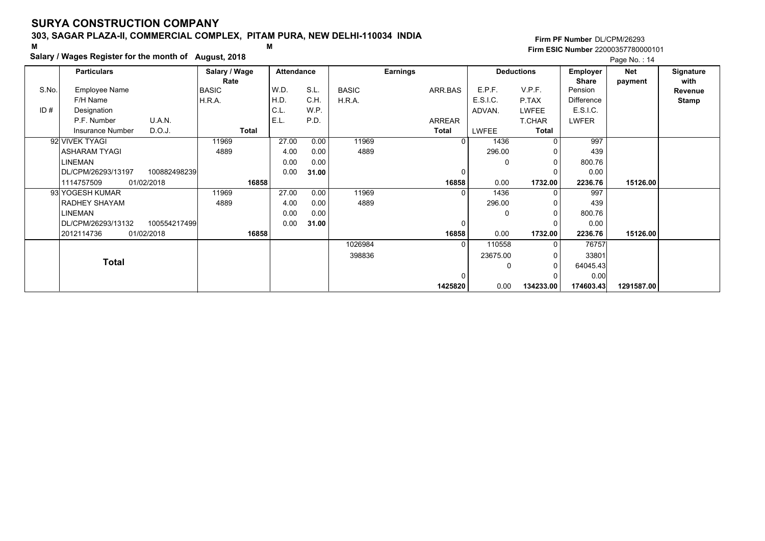# SURYA CONSTRUCTION COMPANY

**303, SAGAR PLAZA-II, COMMERCIAL COMPLEX, PITAM PURA, NEW DELHI-110034 INDIA**

**Salary / Wages Register for the month of August, 2018**

**Firm PF Number** DL/CPM/26293
**Firm ESIC Number** 22000357780000101

| S.No. / ID # | Particulars (Employee Name / F/H Name / Designation / P.F. Number, U.A.N. / Insurance Number, D.O.J.) | Salary / Wage Rate (BASIC / H.R.A. / Total) | Attendance (W.D., S.L. / H.D., C.H. / C.L., W.P. / E.L., P.D.) | Earnings (BASIC, ARR.BAS / H.R.A. / ARREAR / Total) | Deductions (E.P.F., V.P.F. / E.S.I.C., P.TAX / ADVAN., LWFEE / T.CHAR / LWFEE, Total) | Employer Share (Pension / Difference / E.S.I.C. / LWFER) | Net payment | Signature with Revenue Stamp |
|---|---|---|---|---|---|---|---|---|
| 92 | VIVEK TYAGI | 11969 | 27.00 0.00 | 11969 0 | 1436 0 | 997 | | |
| | ASHARAM TYAGI | 4889 | 4.00 0.00 | 4889 | 296.00 0 | 439 | | |
| | LINEMAN | | 0.00 0.00 | | 0 0 | 800.76 | | |
| | DL/CPM/26293/13197 100882498239 | | 0.00 **31.00** | 0 | 0 | 0.00 | | |
| | 1114757509 01/02/2018 | **16858** | | **16858** | 0.00 **1732.00** | **2236.76** | **15126.00** | |
| 93 | YOGESH KUMAR | 11969 | 27.00 0.00 | 11969 0 | 1436 0 | 997 | | |
| | RADHEY SHAYAM | 4889 | 4.00 0.00 | 4889 | 296.00 0 | 439 | | |
| | LINEMAN | | 0.00 0.00 | | 0 0 | 800.76 | | |
| | DL/CPM/26293/13132 100554217499 | | 0.00 **31.00** | 0 | 0 | 0.00 | | |
| | 2012114736 01/02/2018 | **16858** | | **16858** | 0.00 **1732.00** | **2236.76** | **15126.00** | |
| | | | | 1026984 0 | 110558 0 | 76757 | | |
| | **Total** | | | 398836 | 23675.00 0 | 33801 | | |
| | | | | | 0 0 | 64045.43 | | |
| | | | | 0 | 0 | 0.00 | | |
| | | | | **1425820** | 0.00 **134233.00** | **174603.43** | **1291587.00** | |